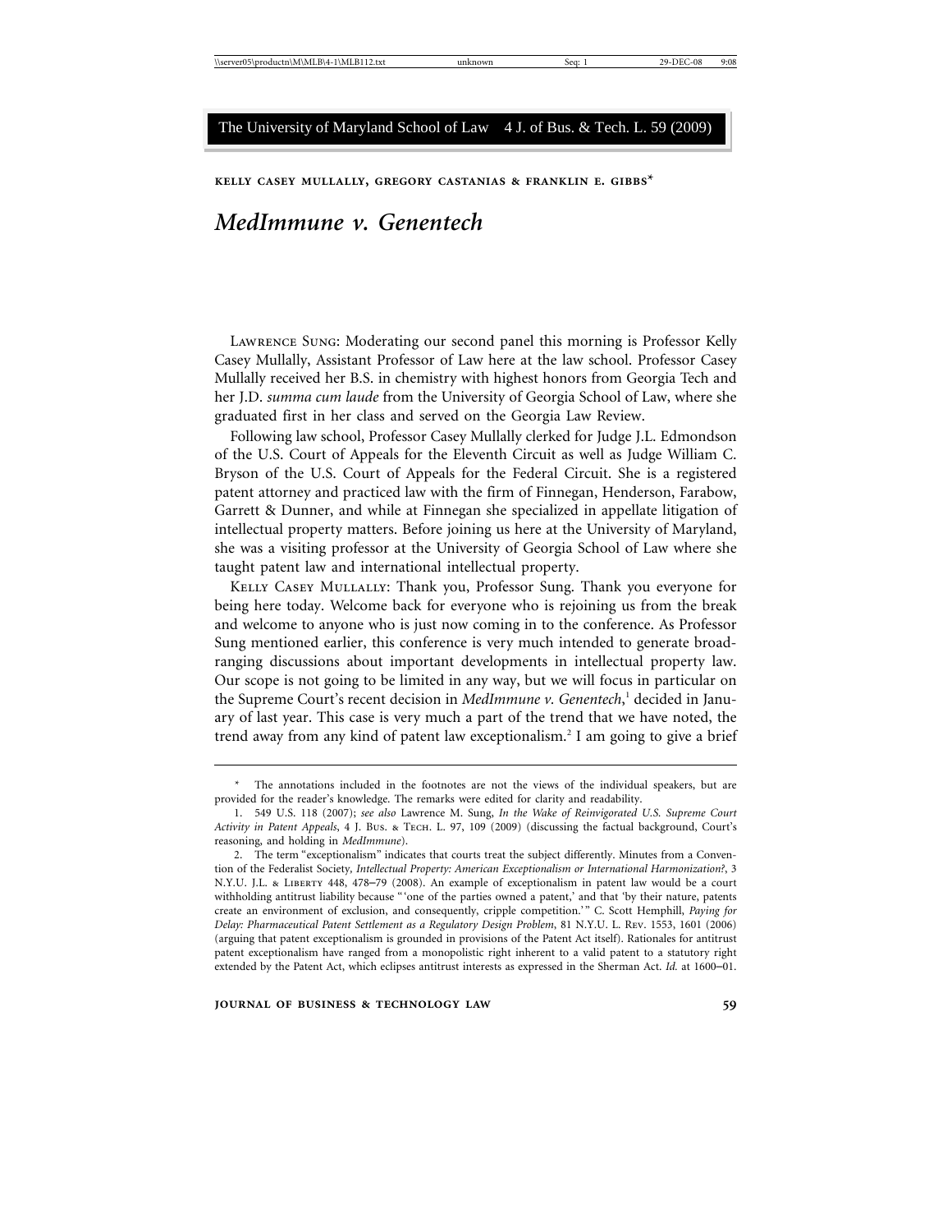KELLY CASEY MULLALLY, GREGORY CASTANIAS & FRANKLIN E. GIBBS*

# *MedImmune v. Genentech*

LAWRENCE SUNG: Moderating our second panel this morning is Professor Kelly Casey Mullally, Assistant Professor of Law here at the law school. Professor Casey Mullally received her B.S. in chemistry with highest honors from Georgia Tech and her J.D. *summa cum laude* from the University of Georgia School of Law, where she graduated first in her class and served on the Georgia Law Review.

Following law school, Professor Casey Mullally clerked for Judge J.L. Edmondson of the U.S. Court of Appeals for the Eleventh Circuit as well as Judge William C. Bryson of the U.S. Court of Appeals for the Federal Circuit. She is a registered patent attorney and practiced law with the firm of Finnegan, Henderson, Farabow, Garrett & Dunner, and while at Finnegan she specialized in appellate litigation of intellectual property matters. Before joining us here at the University of Maryland, she was a visiting professor at the University of Georgia School of Law where she taught patent law and international intellectual property.

KELLY CASEY MULLALLY: Thank you, Professor Sung. Thank you everyone for being here today. Welcome back for everyone who is rejoining us from the break and welcome to anyone who is just now coming in to the conference. As Professor Sung mentioned earlier, this conference is very much intended to generate broad-ranging discussions about important developments in intellectual property law. Our scope is not going to be limited in any way, but we will focus in particular on the Supreme Court's recent decision in *MedImmune v. Genentech*,[1] decided in January of last year. This case is very much a part of the trend that we have noted, the trend away from any kind of patent law exceptionalism.[2] I am going to give a brief

---

\* The annotations included in the footnotes are not the views of the individual speakers, but are provided for the reader's knowledge. The remarks were edited for clarity and readability.

1. 549 U.S. 118 (2007); *see also* Lawrence M. Sung, *In the Wake of Reinvigorated U.S. Supreme Court Activity in Patent Appeals*, 4 J. BUS. & TECH. L. 97, 109 (2009) (discussing the factual background, Court's reasoning, and holding in *MedImmune*).

2. The term "exceptionalism" indicates that courts treat the subject differently. Minutes from a Convention of the Federalist Society, *Intellectual Property: American Exceptionalism or International Harmonization?*, 3 N.Y.U. J.L. & LIBERTY 448, 478–79 (2008). An example of exceptionalism in patent law would be a court withholding antitrust liability because "'one of the parties owned a patent,' and that 'by their nature, patents create an environment of exclusion, and consequently, cripple competition.'" C. Scott Hemphill, *Paying for Delay: Pharmaceutical Patent Settlement as a Regulatory Design Problem*, 81 N.Y.U. L. REV. 1553, 1601 (2006) (arguing that patent exceptionalism is grounded in provisions of the Patent Act itself). Rationales for antitrust patent exceptionalism have ranged from a monopolistic right inherent to a valid patent to a statutory right extended by the Patent Act, which eclipses antitrust interests as expressed in the Sherman Act. *Id.* at 1600–01.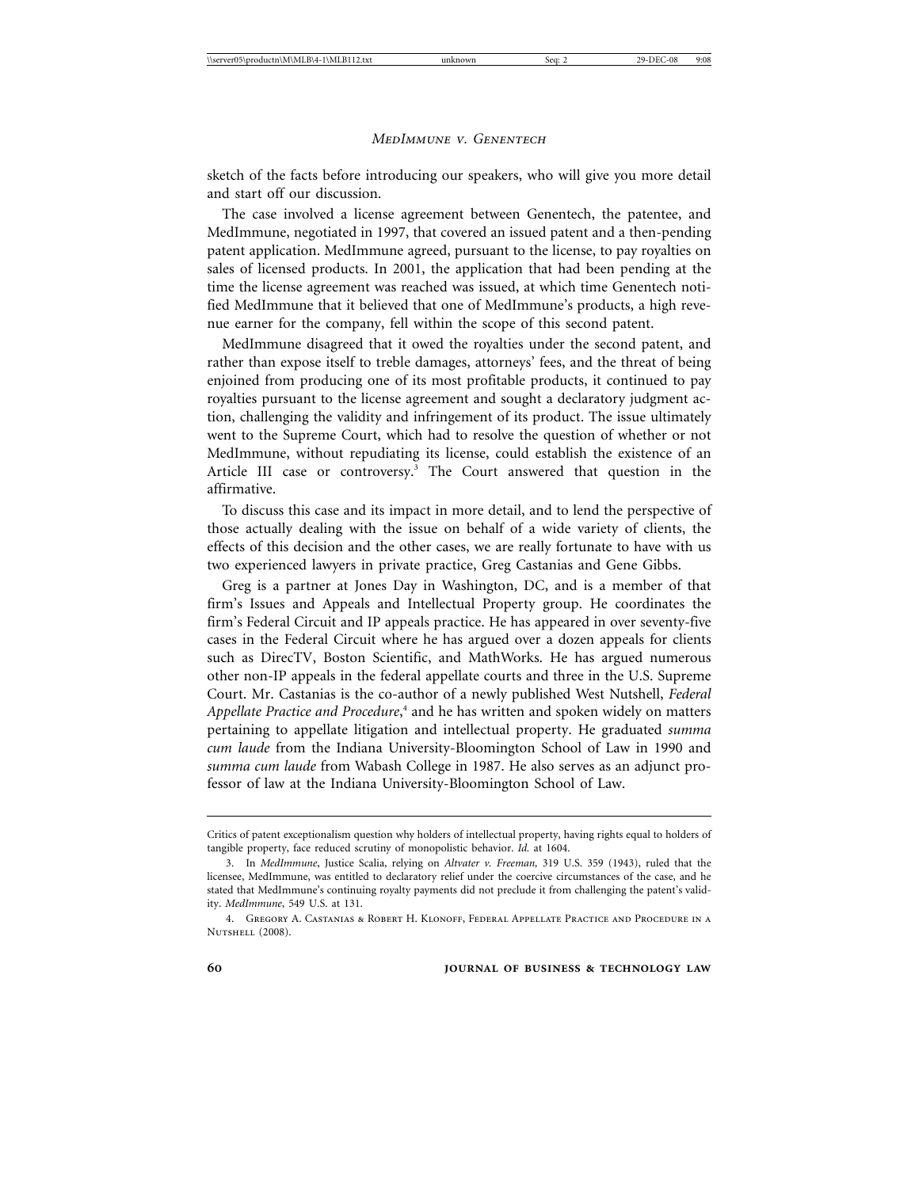sketch of the facts before introducing our speakers, who will give you more detail and start off our discussion.

The case involved a license agreement between Genentech, the patentee, and MedImmune, negotiated in 1997, that covered an issued patent and a then-pending patent application. MedImmune agreed, pursuant to the license, to pay royalties on sales of licensed products. In 2001, the application that had been pending at the time the license agreement was reached was issued, at which time Genentech notified MedImmune that it believed that one of MedImmune's products, a high revenue earner for the company, fell within the scope of this second patent.

MedImmune disagreed that it owed the royalties under the second patent, and rather than expose itself to treble damages, attorneys' fees, and the threat of being enjoined from producing one of its most profitable products, it continued to pay royalties pursuant to the license agreement and sought a declaratory judgment action, challenging the validity and infringement of its product. The issue ultimately went to the Supreme Court, which had to resolve the question of whether or not MedImmune, without repudiating its license, could establish the existence of an Article III case or controversy.[3] The Court answered that question in the affirmative.

To discuss this case and its impact in more detail, and to lend the perspective of those actually dealing with the issue on behalf of a wide variety of clients, the effects of this decision and the other cases, we are really fortunate to have with us two experienced lawyers in private practice, Greg Castanias and Gene Gibbs.

Greg is a partner at Jones Day in Washington, DC, and is a member of that firm's Issues and Appeals and Intellectual Property group. He coordinates the firm's Federal Circuit and IP appeals practice. He has appeared in over seventy-five cases in the Federal Circuit where he has argued over a dozen appeals for clients such as DirecTV, Boston Scientific, and MathWorks. He has argued numerous other non-IP appeals in the federal appellate courts and three in the U.S. Supreme Court. Mr. Castanias is the co-author of a newly published West Nutshell, *Federal Appellate Practice and Procedure*,[4] and he has written and spoken widely on matters pertaining to appellate litigation and intellectual property. He graduated *summa cum laude* from the Indiana University-Bloomington School of Law in 1990 and *summa cum laude* from Wabash College in 1987. He also serves as an adjunct professor of law at the Indiana University-Bloomington School of Law.

---

Critics of patent exceptionalism question why holders of intellectual property, having rights equal to holders of tangible property, face reduced scrutiny of monopolistic behavior. *Id.* at 1604.

3. In *MedImmune*, Justice Scalia, relying on *Altvater v. Freeman*, 319 U.S. 359 (1943), ruled that the licensee, MedImmune, was entitled to declaratory relief under the coercive circumstances of the case, and he stated that MedImmune's continuing royalty payments did not preclude it from challenging the patent's validity. *MedImmune*, 549 U.S. at 131.

4. Gregory A. Castanias & Robert H. Klonoff, Federal Appellate Practice and Procedure in a Nutshell (2008).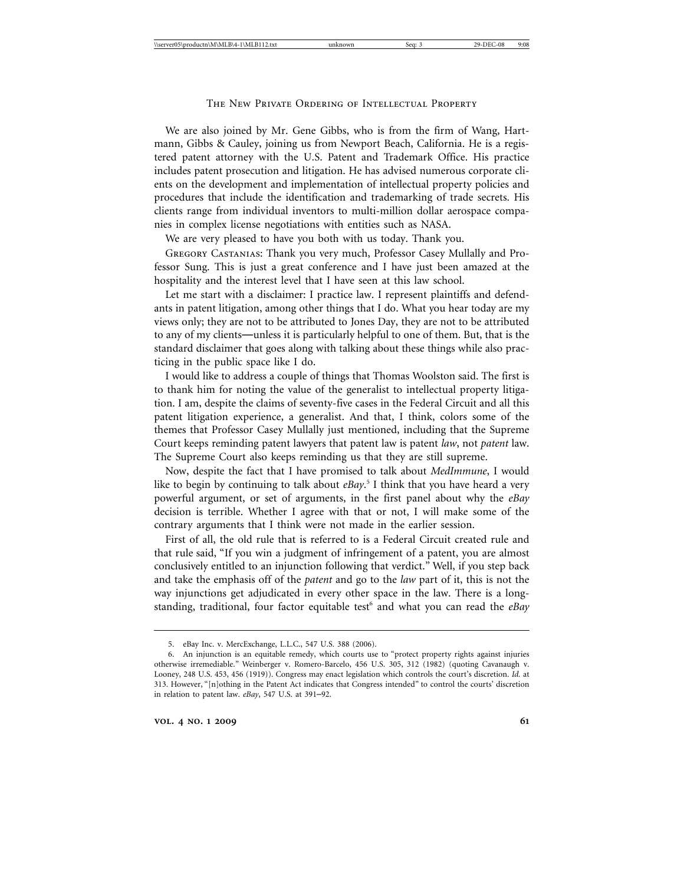We are also joined by Mr. Gene Gibbs, who is from the firm of Wang, Hartmann, Gibbs & Cauley, joining us from Newport Beach, California. He is a registered patent attorney with the U.S. Patent and Trademark Office. His practice includes patent prosecution and litigation. He has advised numerous corporate clients on the development and implementation of intellectual property policies and procedures that include the identification and trademarking of trade secrets. His clients range from individual inventors to multi-million dollar aerospace companies in complex license negotiations with entities such as NASA.

We are very pleased to have you both with us today. Thank you.

Gregory Castanias: Thank you very much, Professor Casey Mullally and Professor Sung. This is just a great conference and I have just been amazed at the hospitality and the interest level that I have seen at this law school.

Let me start with a disclaimer: I practice law. I represent plaintiffs and defendants in patent litigation, among other things that I do. What you hear today are my views only; they are not to be attributed to Jones Day, they are not to be attributed to any of my clients—unless it is particularly helpful to one of them. But, that is the standard disclaimer that goes along with talking about these things while also practicing in the public space like I do.

I would like to address a couple of things that Thomas Woolston said. The first is to thank him for noting the value of the generalist to intellectual property litigation. I am, despite the claims of seventy-five cases in the Federal Circuit and all this patent litigation experience, a generalist. And that, I think, colors some of the themes that Professor Casey Mullally just mentioned, including that the Supreme Court keeps reminding patent lawyers that patent law is patent *law*, not *patent* law. The Supreme Court also keeps reminding us that they are still supreme.

Now, despite the fact that I have promised to talk about *MedImmune*, I would like to begin by continuing to talk about *eBay*.[5] I think that you have heard a very powerful argument, or set of arguments, in the first panel about why the *eBay* decision is terrible. Whether I agree with that or not, I will make some of the contrary arguments that I think were not made in the earlier session.

First of all, the old rule that is referred to is a Federal Circuit created rule and that rule said, "If you win a judgment of infringement of a patent, you are almost conclusively entitled to an injunction following that verdict." Well, if you step back and take the emphasis off of the *patent* and go to the *law* part of it, this is not the way injunctions get adjudicated in every other space in the law. There is a longstanding, traditional, four factor equitable test[6] and what you can read the *eBay*

---

5. eBay Inc. v. MercExchange, L.L.C., 547 U.S. 388 (2006).

6. An injunction is an equitable remedy, which courts use to "protect property rights against injuries otherwise irremediable." Weinberger v. Romero-Barcelo, 456 U.S. 305, 312 (1982) (quoting Cavanaugh v. Looney, 248 U.S. 453, 456 (1919)). Congress may enact legislation which controls the court's discretion. *Id.* at 313. However, "[n]othing in the Patent Act indicates that Congress intended" to control the courts' discretion in relation to patent law. *eBay*, 547 U.S. at 391–92.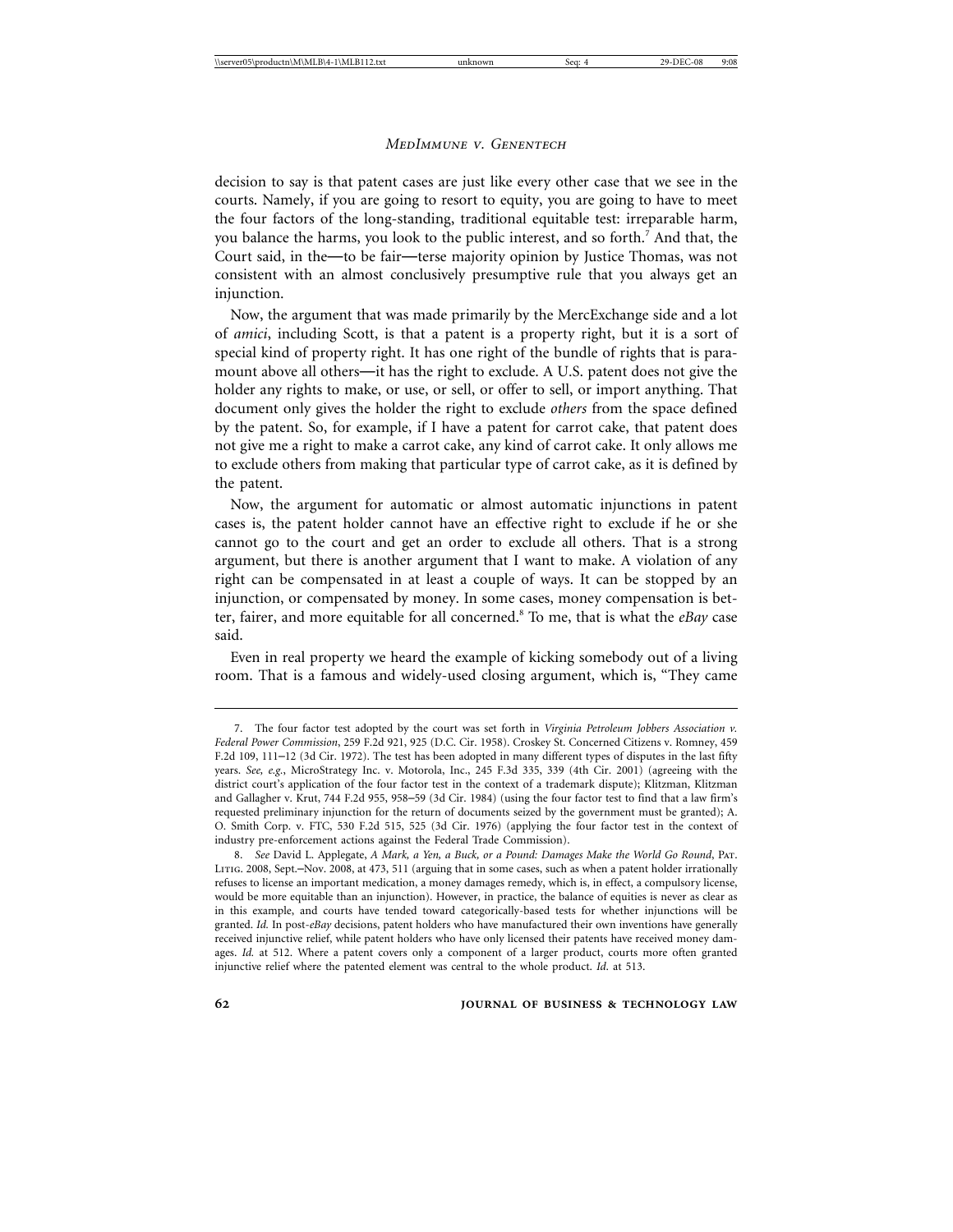decision to say is that patent cases are just like every other case that we see in the courts. Namely, if you are going to resort to equity, you are going to have to meet the four factors of the long-standing, traditional equitable test: irreparable harm, you balance the harms, you look to the public interest, and so forth.[7] And that, the Court said, in the—to be fair—terse majority opinion by Justice Thomas, was not consistent with an almost conclusively presumptive rule that you always get an injunction.

Now, the argument that was made primarily by the MercExchange side and a lot of *amici*, including Scott, is that a patent is a property right, but it is a sort of special kind of property right. It has one right of the bundle of rights that is paramount above all others—it has the right to exclude. A U.S. patent does not give the holder any rights to make, or use, or sell, or offer to sell, or import anything. That document only gives the holder the right to exclude *others* from the space defined by the patent. So, for example, if I have a patent for carrot cake, that patent does not give me a right to make a carrot cake, any kind of carrot cake. It only allows me to exclude others from making that particular type of carrot cake, as it is defined by the patent.

Now, the argument for automatic or almost automatic injunctions in patent cases is, the patent holder cannot have an effective right to exclude if he or she cannot go to the court and get an order to exclude all others. That is a strong argument, but there is another argument that I want to make. A violation of any right can be compensated in at least a couple of ways. It can be stopped by an injunction, or compensated by money. In some cases, money compensation is better, fairer, and more equitable for all concerned.[8] To me, that is what the *eBay* case said.

Even in real property we heard the example of kicking somebody out of a living room. That is a famous and widely-used closing argument, which is, "They came

---

7. The four factor test adopted by the court was set forth in *Virginia Petroleum Jobbers Association v. Federal Power Commission*, 259 F.2d 921, 925 (D.C. Cir. 1958). Croskey St. Concerned Citizens v. Romney, 459 F.2d 109, 111–12 (3d Cir. 1972). The test has been adopted in many different types of disputes in the last fifty years. *See, e.g.*, MicroStrategy Inc. v. Motorola, Inc., 245 F.3d 335, 339 (4th Cir. 2001) (agreeing with the district court's application of the four factor test in the context of a trademark dispute); Klitzman, Klitzman and Gallagher v. Krut, 744 F.2d 955, 958–59 (3d Cir. 1984) (using the four factor test to find that a law firm's requested preliminary injunction for the return of documents seized by the government must be granted); A. O. Smith Corp. v. FTC, 530 F.2d 515, 525 (3d Cir. 1976) (applying the four factor test in the context of industry pre-enforcement actions against the Federal Trade Commission).

8. *See* David L. Applegate, *A Mark, a Yen, a Buck, or a Pound: Damages Make the World Go Round*, PAT. LITIG. 2008, Sept.–Nov. 2008, at 473, 511 (arguing that in some cases, such as when a patent holder irrationally refuses to license an important medication, a money damages remedy, which is, in effect, a compulsory license, would be more equitable than an injunction). However, in practice, the balance of equities is never as clear as in this example, and courts have tended toward categorically-based tests for whether injunctions will be granted. *Id.* In post-*eBay* decisions, patent holders who have manufactured their own inventions have generally received injunctive relief, while patent holders who have only licensed their patents have received money damages. *Id.* at 512. Where a patent covers only a component of a larger product, courts more often granted injunctive relief where the patented element was central to the whole product. *Id.* at 513.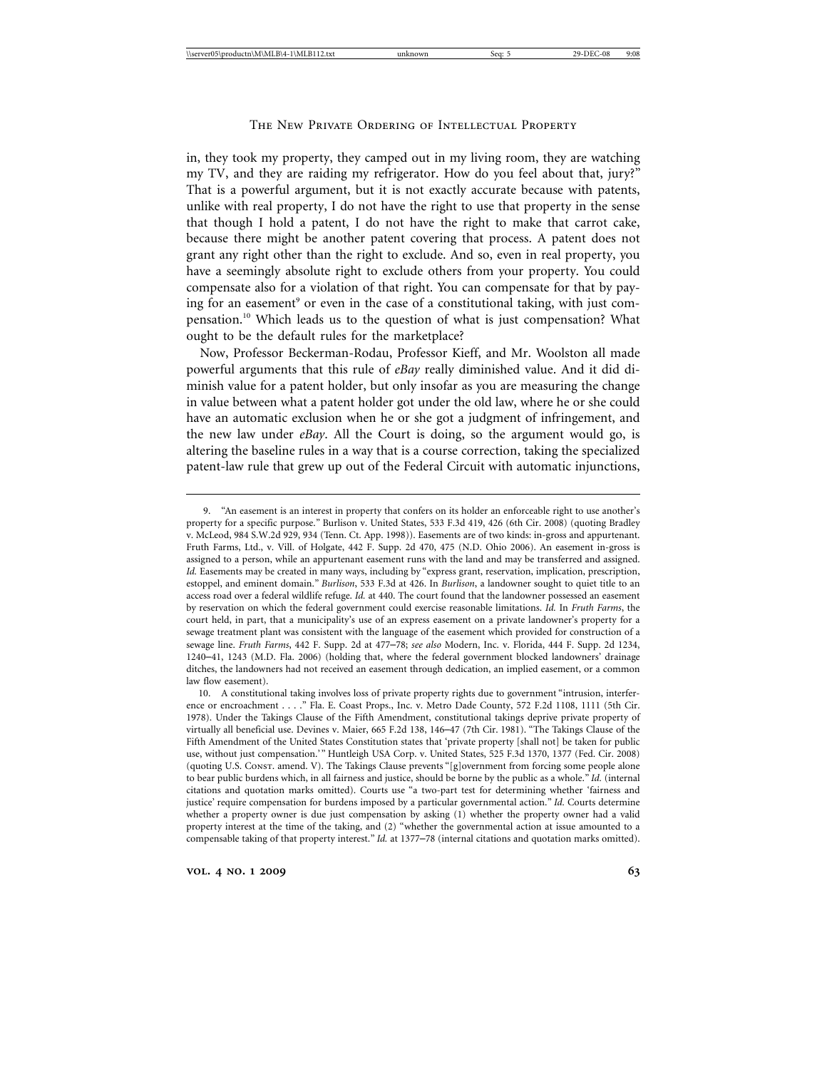in, they took my property, they camped out in my living room, they are watching my TV, and they are raiding my refrigerator. How do you feel about that, jury?" That is a powerful argument, but it is not exactly accurate because with patents, unlike with real property, I do not have the right to use that property in the sense that though I hold a patent, I do not have the right to make that carrot cake, because there might be another patent covering that process. A patent does not grant any right other than the right to exclude. And so, even in real property, you have a seemingly absolute right to exclude others from your property. You could compensate also for a violation of that right. You can compensate for that by paying for an easement[9] or even in the case of a constitutional taking, with just compensation.[10] Which leads us to the question of what is just compensation? What ought to be the default rules for the marketplace?

Now, Professor Beckerman-Rodau, Professor Kieff, and Mr. Woolston all made powerful arguments that this rule of *eBay* really diminished value. And it did diminish value for a patent holder, but only insofar as you are measuring the change in value between what a patent holder got under the old law, where he or she could have an automatic exclusion when he or she got a judgment of infringement, and the new law under *eBay*. All the Court is doing, so the argument would go, is altering the baseline rules in a way that is a course correction, taking the specialized patent-law rule that grew up out of the Federal Circuit with automatic injunctions,

---

9. "An easement is an interest in property that confers on its holder an enforceable right to use another's property for a specific purpose." Burlison v. United States, 533 F.3d 419, 426 (6th Cir. 2008) (quoting Bradley v. McLeod, 984 S.W.2d 929, 934 (Tenn. Ct. App. 1998)). Easements are of two kinds: in-gross and appurtenant. Fruth Farms, Ltd., v. Vill. of Holgate, 442 F. Supp. 2d 470, 475 (N.D. Ohio 2006). An easement in-gross is assigned to a person, while an appurtenant easement runs with the land and may be transferred and assigned. *Id.* Easements may be created in many ways, including by "express grant, reservation, implication, prescription, estoppel, and eminent domain." *Burlison*, 533 F.3d at 426. In *Burlison*, a landowner sought to quiet title to an access road over a federal wildlife refuge. *Id.* at 440. The court found that the landowner possessed an easement by reservation on which the federal government could exercise reasonable limitations. *Id.* In *Fruth Farms*, the court held, in part, that a municipality's use of an express easement on a private landowner's property for a sewage treatment plant was consistent with the language of the easement which provided for construction of a sewage line. *Fruth Farms*, 442 F. Supp. 2d at 477–78; *see also* Modern, Inc. v. Florida, 444 F. Supp. 2d 1234, 1240–41, 1243 (M.D. Fla. 2006) (holding that, where the federal government blocked landowners' drainage ditches, the landowners had not received an easement through dedication, an implied easement, or a common law flow easement).

10. A constitutional taking involves loss of private property rights due to government "intrusion, interference or encroachment . . . ." Fla. E. Coast Props., Inc. v. Metro Dade County, 572 F.2d 1108, 1111 (5th Cir. 1978). Under the Takings Clause of the Fifth Amendment, constitutional takings deprive private property of virtually all beneficial use. Devines v. Maier, 665 F.2d 138, 146–47 (7th Cir. 1981). "The Takings Clause of the Fifth Amendment of the United States Constitution states that 'private property [shall not] be taken for public use, without just compensation.'" Huntleigh USA Corp. v. United States, 525 F.3d 1370, 1377 (Fed. Cir. 2008) (quoting U.S. Const. amend. V). The Takings Clause prevents "[g]overnment from forcing some people alone to bear public burdens which, in all fairness and justice, should be borne by the public as a whole." *Id.* (internal citations and quotation marks omitted). Courts use "a two-part test for determining whether 'fairness and justice' require compensation for burdens imposed by a particular governmental action." *Id.* Courts determine whether a property owner is due just compensation by asking (1) whether the property owner had a valid property interest at the time of the taking, and (2) "whether the governmental action at issue amounted to a compensable taking of that property interest." *Id.* at 1377–78 (internal citations and quotation marks omitted).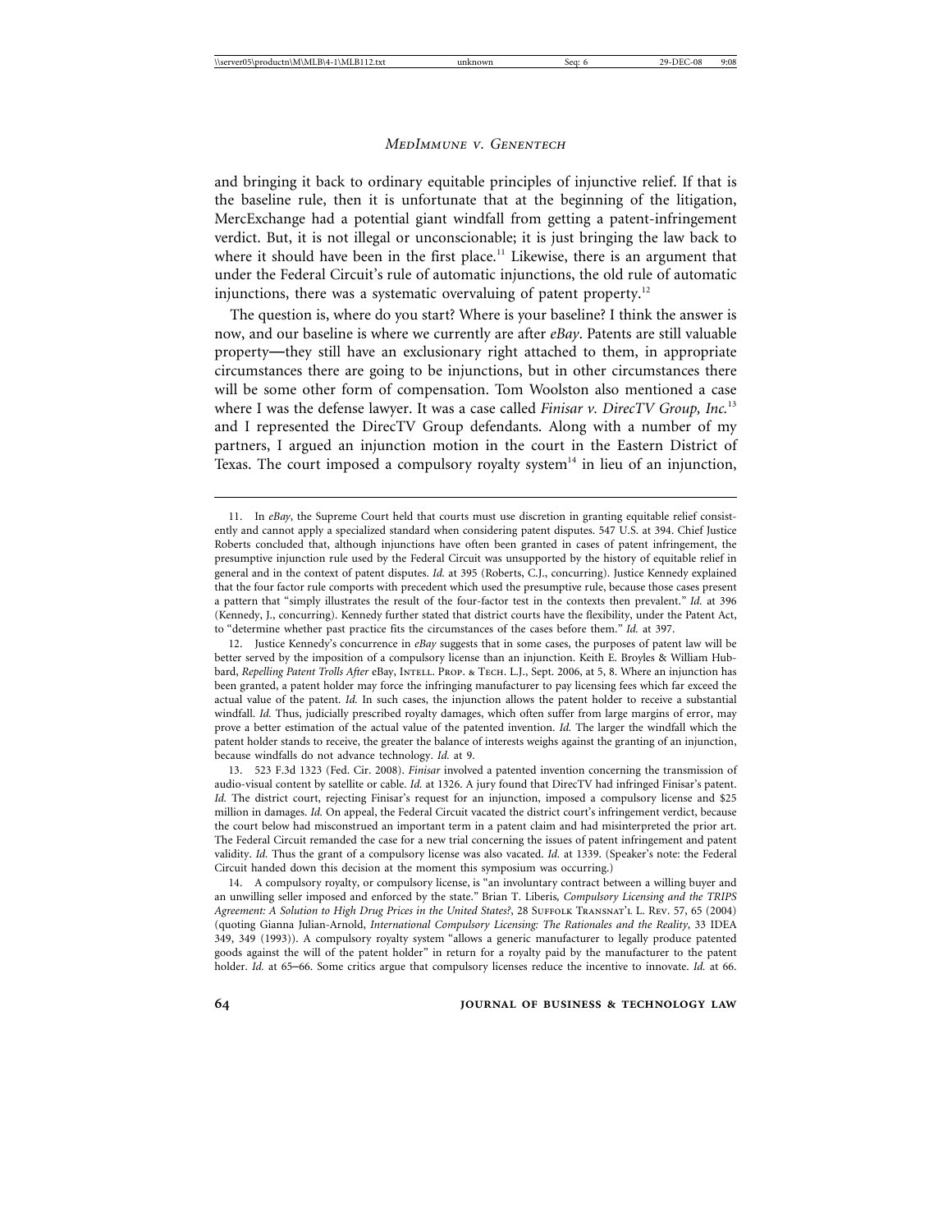and bringing it back to ordinary equitable principles of injunctive relief. If that is the baseline rule, then it is unfortunate that at the beginning of the litigation, MercExchange had a potential giant windfall from getting a patent-infringement verdict. But, it is not illegal or unconscionable; it is just bringing the law back to where it should have been in the first place.[11] Likewise, there is an argument that under the Federal Circuit's rule of automatic injunctions, the old rule of automatic injunctions, there was a systematic overvaluing of patent property.[12]

The question is, where do you start? Where is your baseline? I think the answer is now, and our baseline is where we currently are after *eBay*. Patents are still valuable property—they still have an exclusionary right attached to them, in appropriate circumstances there are going to be injunctions, but in other circumstances there will be some other form of compensation. Tom Woolston also mentioned a case where I was the defense lawyer. It was a case called *Finisar v. DirecTV Group, Inc.*[13] and I represented the DirecTV Group defendants. Along with a number of my partners, I argued an injunction motion in the court in the Eastern District of Texas. The court imposed a compulsory royalty system[14] in lieu of an injunction,

---

11. In *eBay*, the Supreme Court held that courts must use discretion in granting equitable relief consistently and cannot apply a specialized standard when considering patent disputes. 547 U.S. at 394. Chief Justice Roberts concluded that, although injunctions have often been granted in cases of patent infringement, the presumptive injunction rule used by the Federal Circuit was unsupported by the history of equitable relief in general and in the context of patent disputes. *Id.* at 395 (Roberts, C.J., concurring). Justice Kennedy explained that the four factor rule comports with precedent which used the presumptive rule, because those cases present a pattern that "simply illustrates the result of the four-factor test in the contexts then prevalent." *Id.* at 396 (Kennedy, J., concurring). Kennedy further stated that district courts have the flexibility, under the Patent Act, to "determine whether past practice fits the circumstances of the cases before them." *Id.* at 397.

12. Justice Kennedy's concurrence in *eBay* suggests that in some cases, the purposes of patent law will be better served by the imposition of a compulsory license than an injunction. Keith E. Broyles & William Hubbard, *Repelling Patent Trolls After* eBay, Intell. Prop. & Tech. L.J., Sept. 2006, at 5, 8. Where an injunction has been granted, a patent holder may force the infringing manufacturer to pay licensing fees which far exceed the actual value of the patent. *Id.* In such cases, the injunction allows the patent holder to receive a substantial windfall. *Id.* Thus, judicially prescribed royalty damages, which often suffer from large margins of error, may prove a better estimation of the actual value of the patented invention. *Id.* The larger the windfall which the patent holder stands to receive, the greater the balance of interests weighs against the granting of an injunction, because windfalls do not advance technology. *Id.* at 9.

13. 523 F.3d 1323 (Fed. Cir. 2008). *Finisar* involved a patented invention concerning the transmission of audio-visual content by satellite or cable. *Id.* at 1326. A jury found that DirecTV had infringed Finisar's patent. *Id.* The district court, rejecting Finisar's request for an injunction, imposed a compulsory license and $25 million in damages. *Id.* On appeal, the Federal Circuit vacated the district court's infringement verdict, because the court below had misconstrued an important term in a patent claim and had misinterpreted the prior art. The Federal Circuit remanded the case for a new trial concerning the issues of patent infringement and patent validity. *Id.* Thus the grant of a compulsory license was also vacated. *Id.* at 1339. (Speaker's note: the Federal Circuit handed down this decision at the moment this symposium was occurring.)

14. A compulsory royalty, or compulsory license, is "an involuntary contract between a willing buyer and an unwilling seller imposed and enforced by the state." Brian T. Liberis, *Compulsory Licensing and the TRIPS Agreement: A Solution to High Drug Prices in the United States?*, 28 Suffolk Transnat'l L. Rev. 57, 65 (2004) (quoting Gianna Julian-Arnold, *International Compulsory Licensing: The Rationales and the Reality*, 33 IDEA 349, 349 (1993)). A compulsory royalty system "allows a generic manufacturer to legally produce patented goods against the will of the patent holder" in return for a royalty paid by the manufacturer to the patent holder. *Id.* at 65–66. Some critics argue that compulsory licenses reduce the incentive to innovate. *Id.* at 66.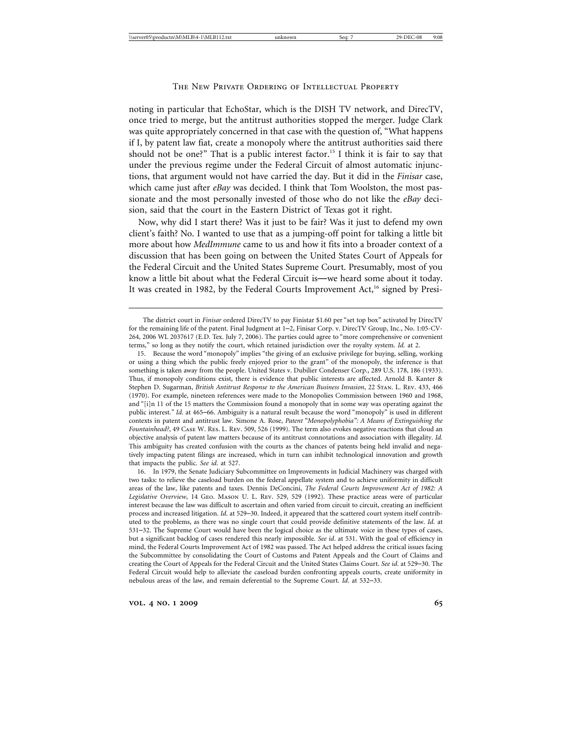noting in particular that EchoStar, which is the DISH TV network, and DirecTV, once tried to merge, but the antitrust authorities stopped the merger. Judge Clark was quite appropriately concerned in that case with the question of, "What happens if I, by patent law fiat, create a monopoly where the antitrust authorities said there should not be one?" That is a public interest factor.[15] I think it is fair to say that under the previous regime under the Federal Circuit of almost automatic injunctions, that argument would not have carried the day. But it did in the *Finisar* case, which came just after *eBay* was decided. I think that Tom Woolston, the most passionate and the most personally invested of those who do not like the *eBay* decision, said that the court in the Eastern District of Texas got it right.

Now, why did I start there? Was it just to be fair? Was it just to defend my own client's faith? No. I wanted to use that as a jumping-off point for talking a little bit more about how *MedImmune* came to us and how it fits into a broader context of a discussion that has been going on between the United States Court of Appeals for the Federal Circuit and the United States Supreme Court. Presumably, most of you know a little bit about what the Federal Circuit is—we heard some about it today. It was created in 1982, by the Federal Courts Improvement Act,[16] signed by Presi-

---

The district court in *Finisar* ordered DirecTV to pay Finistar $1.60 per "set top box" activated by DirecTV for the remaining life of the patent. Final Judgment at 1–2, Finisar Corp. v. DirecTV Group, Inc., No. 1:05-CV-264, 2006 WL 2037617 (E.D. Tex. July 7, 2006). The parties could agree to "more comprehensive or convenient terms," so long as they notify the court, which retained jurisdiction over the royalty system. *Id.* at 2.

15. Because the word "monopoly" implies "the giving of an exclusive privilege for buying, selling, working or using a thing which the public freely enjoyed prior to the grant" of the monopoly, the inference is that something is taken away from the people. United States v. Dubilier Condenser Corp., 289 U.S. 178, 186 (1933). Thus, if monopoly conditions exist, there is evidence that public interests are affected. Arnold B. Kanter & Stephen D. Sugarman, *British Antitrust Response to the American Business Invasion*, 22 Stan. L. Rev. 433, 466 (1970). For example, nineteen references were made to the Monopolies Commission between 1960 and 1968, and "[i]n 11 of the 15 matters the Commission found a monopoly that in some way was operating against the public interest." *Id.* at 465–66. Ambiguity is a natural result because the word "monopoly" is used in different contexts in patent and antitrust law. Simone A. Rose, *Patent "Monopolyphobia": A Means of Extinguishing the Fountainhead?*, 49 Case W. Res. L. Rev. 509, 526 (1999). The term also evokes negative reactions that cloud an objective analysis of patent law matters because of its antitrust connotations and association with illegality. *Id.* This ambiguity has created confusion with the courts as the chances of patents being held invalid and negatively impacting patent filings are increased, which in turn can inhibit technological innovation and growth that impacts the public. *See id.* at 527.

16. In 1979, the Senate Judiciary Subcommittee on Improvements in Judicial Machinery was charged with two tasks: to relieve the caseload burden on the federal appellate system and to achieve uniformity in difficult areas of the law, like patents and taxes. Dennis DeConcini, *The Federal Courts Improvement Act of 1982: A Legislative Overview*, 14 Geo. Mason U. L. Rev. 529, 529 (1992). These practice areas were of particular interest because the law was difficult to ascertain and often varied from circuit to circuit, creating an inefficient process and increased litigation. *Id.* at 529–30. Indeed, it appeared that the scattered court system itself contributed to the problems, as there was no single court that could provide definitive statements of the law. *Id.* at 531–32. The Supreme Court would have been the logical choice as the ultimate voice in these types of cases, but a significant backlog of cases rendered this nearly impossible. *See id.* at 531. With the goal of efficiency in mind, the Federal Courts Improvement Act of 1982 was passed. The Act helped address the critical issues facing the Subcommittee by consolidating the Court of Customs and Patent Appeals and the Court of Claims and creating the Court of Appeals for the Federal Circuit and the United States Claims Court. *See id.* at 529–30. The Federal Circuit would help to alleviate the caseload burden confronting appeals courts, create uniformity in nebulous areas of the law, and remain deferential to the Supreme Court. *Id.* at 532–33.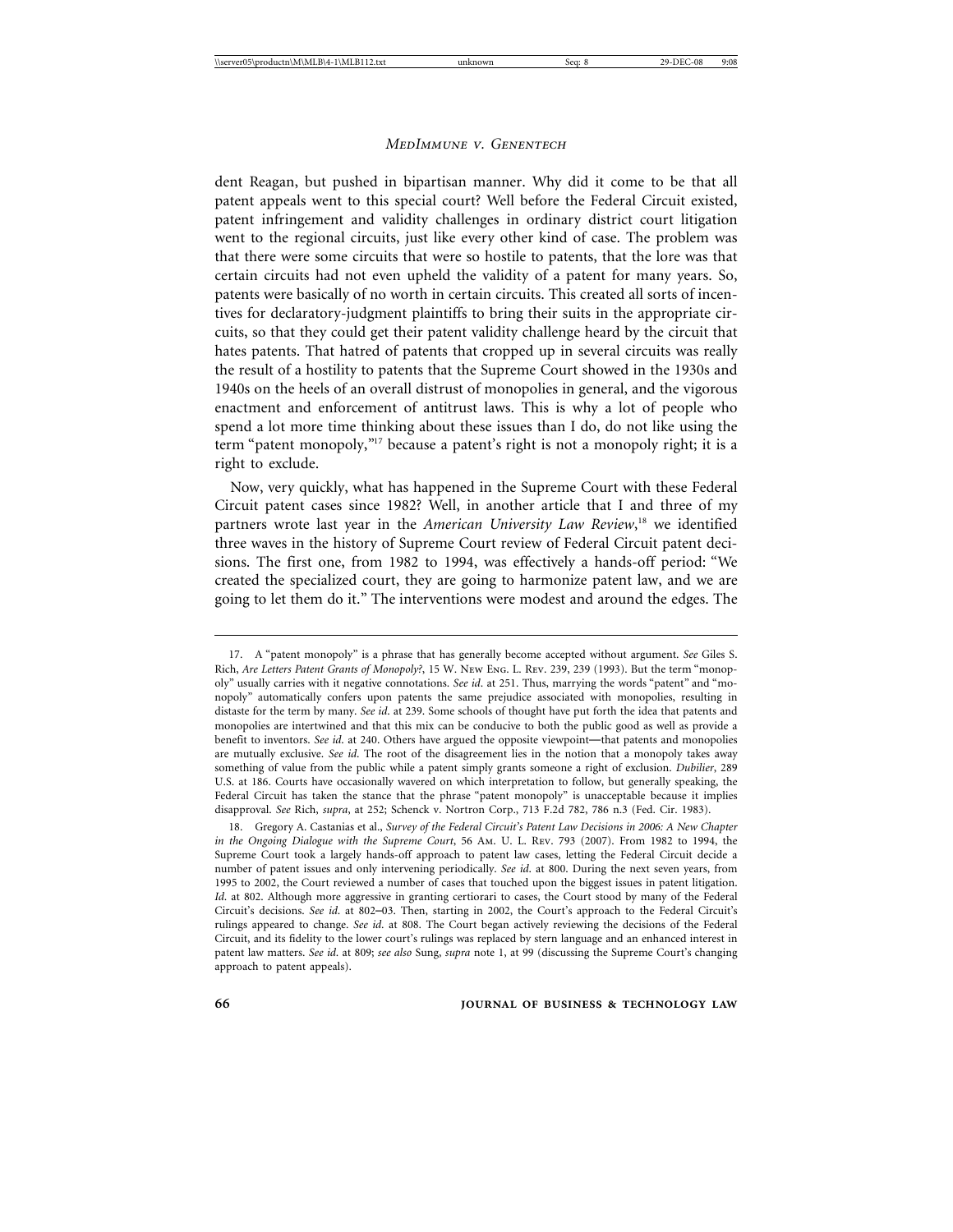dent Reagan, but pushed in bipartisan manner. Why did it come to be that all patent appeals went to this special court? Well before the Federal Circuit existed, patent infringement and validity challenges in ordinary district court litigation went to the regional circuits, just like every other kind of case. The problem was that there were some circuits that were so hostile to patents, that the lore was that certain circuits had not even upheld the validity of a patent for many years. So, patents were basically of no worth in certain circuits. This created all sorts of incentives for declaratory-judgment plaintiffs to bring their suits in the appropriate circuits, so that they could get their patent validity challenge heard by the circuit that hates patents. That hatred of patents that cropped up in several circuits was really the result of a hostility to patents that the Supreme Court showed in the 1930s and 1940s on the heels of an overall distrust of monopolies in general, and the vigorous enactment and enforcement of antitrust laws. This is why a lot of people who spend a lot more time thinking about these issues than I do, do not like using the term "patent monopoly,"[17] because a patent's right is not a monopoly right; it is a right to exclude.

Now, very quickly, what has happened in the Supreme Court with these Federal Circuit patent cases since 1982? Well, in another article that I and three of my partners wrote last year in the *American University Law Review*,[18] we identified three waves in the history of Supreme Court review of Federal Circuit patent decisions. The first one, from 1982 to 1994, was effectively a hands-off period: "We created the specialized court, they are going to harmonize patent law, and we are going to let them do it." The interventions were modest and around the edges. The

---

17. A "patent monopoly" is a phrase that has generally become accepted without argument. *See* Giles S. Rich, *Are Letters Patent Grants of Monopoly?*, 15 W. New Eng. L. Rev. 239, 239 (1993). But the term "monopoly" usually carries with it negative connotations. *See id*. at 251. Thus, marrying the words "patent" and "monopoly" automatically confers upon patents the same prejudice associated with monopolies, resulting in distaste for the term by many. *See id*. at 239. Some schools of thought have put forth the idea that patents and monopolies are intertwined and that this mix can be conducive to both the public good as well as provide a benefit to inventors. *See id*. at 240. Others have argued the opposite viewpoint—that patents and monopolies are mutually exclusive. *See id*. The root of the disagreement lies in the notion that a monopoly takes away something of value from the public while a patent simply grants someone a right of exclusion. *Dubilier*, 289 U.S. at 186. Courts have occasionally wavered on which interpretation to follow, but generally speaking, the Federal Circuit has taken the stance that the phrase "patent monopoly" is unacceptable because it implies disapproval. *See* Rich, *supra*, at 252; Schenck v. Nortron Corp., 713 F.2d 782, 786 n.3 (Fed. Cir. 1983).

18. Gregory A. Castanias et al., *Survey of the Federal Circuit's Patent Law Decisions in 2006: A New Chapter in the Ongoing Dialogue with the Supreme Court*, 56 Am. U. L. Rev. 793 (2007). From 1982 to 1994, the Supreme Court took a largely hands-off approach to patent law cases, letting the Federal Circuit decide a number of patent issues and only intervening periodically. *See id*. at 800. During the next seven years, from 1995 to 2002, the Court reviewed a number of cases that touched upon the biggest issues in patent litigation. *Id*. at 802. Although more aggressive in granting certiorari to cases, the Court stood by many of the Federal Circuit's decisions. *See id*. at 802–03. Then, starting in 2002, the Court's approach to the Federal Circuit's rulings appeared to change. *See id*. at 808. The Court began actively reviewing the decisions of the Federal Circuit, and its fidelity to the lower court's rulings was replaced by stern language and an enhanced interest in patent law matters. *See id*. at 809; *see also* Sung, *supra* note 1, at 99 (discussing the Supreme Court's changing approach to patent appeals).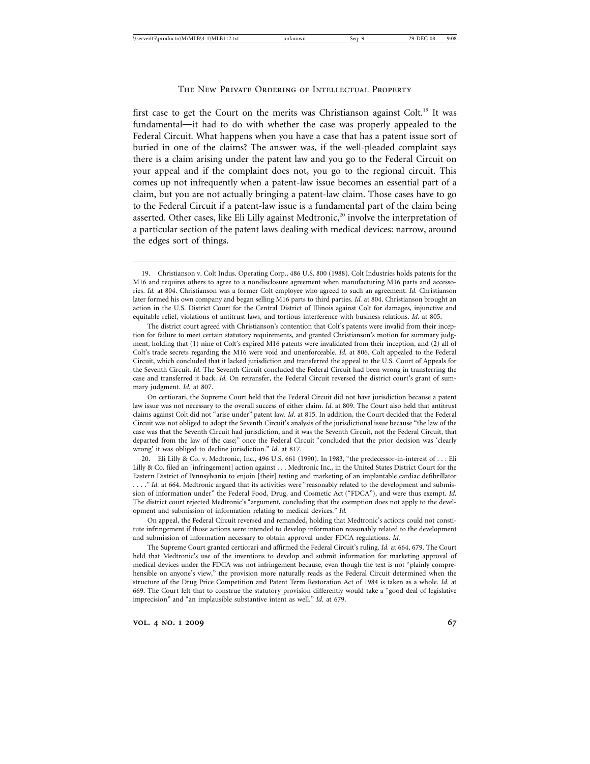first case to get the Court on the merits was Christianson against Colt.[19] It was fundamental—it had to do with whether the case was properly appealed to the Federal Circuit. What happens when you have a case that has a patent issue sort of buried in one of the claims? The answer was, if the well-pleaded complaint says there is a claim arising under the patent law and you go to the Federal Circuit on your appeal and if the complaint does not, you go to the regional circuit. This comes up not infrequently when a patent-law issue becomes an essential part of a claim, but you are not actually bringing a patent-law claim. Those cases have to go to the Federal Circuit if a patent-law issue is a fundamental part of the claim being asserted. Other cases, like Eli Lilly against Medtronic,[20] involve the interpretation of a particular section of the patent laws dealing with medical devices: narrow, around the edges sort of things.

---

19. Christianson v. Colt Indus. Operating Corp., 486 U.S. 800 (1988). Colt Industries holds patents for the M16 and requires others to agree to a nondisclosure agreement when manufacturing M16 parts and accessories. *Id.* at 804. Christianson was a former Colt employee who agreed to such an agreement. *Id.* Christianson later formed his own company and began selling M16 parts to third parties. *Id.* at 804. Christianson brought an action in the U.S. District Court for the Central District of Illinois against Colt for damages, injunctive and equitable relief, violations of antitrust laws, and tortious interference with business relations. *Id.* at 805.

The district court agreed with Christianson's contention that Colt's patents were invalid from their inception for failure to meet certain statutory requirements, and granted Christianson's motion for summary judgment, holding that (1) nine of Colt's expired M16 patents were invalidated from their inception, and (2) all of Colt's trade secrets regarding the M16 were void and unenforceable. *Id.* at 806. Colt appealed to the Federal Circuit, which concluded that it lacked jurisdiction and transferred the appeal to the U.S. Court of Appeals for the Seventh Circuit. *Id.* The Seventh Circuit concluded the Federal Circuit had been wrong in transferring the case and transferred it back. *Id.* On retransfer, the Federal Circuit reversed the district court's grant of summary judgment. *Id.* at 807.

On certiorari, the Supreme Court held that the Federal Circuit did not have jurisdiction because a patent law issue was not necessary to the overall success of either claim. *Id*. at 809. The Court also held that antitrust claims against Colt did not "arise under" patent law. *Id*. at 815. In addition, the Court decided that the Federal Circuit was not obliged to adopt the Seventh Circuit's analysis of the jurisdictional issue because "the law of the case was that the Seventh Circuit had jurisdiction, and it was the Seventh Circuit, not the Federal Circuit, that departed from the law of the case;" once the Federal Circuit "concluded that the prior decision was 'clearly wrong' it was obliged to decline jurisdiction." *Id*. at 817.

20. Eli Lilly & Co. v. Medtronic, Inc., 496 U.S. 661 (1990). In 1983, "the predecessor-in-interest of . . . Eli Lilly & Co. filed an [infringement] action against . . . Medtronic Inc., in the United States District Court for the Eastern District of Pennsylvania to enjoin [their] testing and marketing of an implantable cardiac defibrillator . . . ." *Id.* at 664. Medtronic argued that its activities were "reasonably related to the development and submission of information under" the Federal Food, Drug, and Cosmetic Act ("FDCA"), and were thus exempt. *Id.* The district court rejected Medtronic's "argument, concluding that the exemption does not apply to the development and submission of information relating to medical devices." *Id.*

On appeal, the Federal Circuit reversed and remanded, holding that Medtronic's actions could not constitute infringement if those actions were intended to develop information reasonably related to the development and submission of information necessary to obtain approval under FDCA regulations. *Id.*

The Supreme Court granted certiorari and affirmed the Federal Circuit's ruling. *Id.* at 664, 679. The Court held that Medtronic's use of the inventions to develop and submit information for marketing approval of medical devices under the FDCA was not infringement because, even though the text is not "plainly comprehensible on anyone's view," the provision more naturally reads as the Federal Circuit determined when the structure of the Drug Price Competition and Patent Term Restoration Act of 1984 is taken as a whole. *Id*. at 669. The Court felt that to construe the statutory provision differently would take a "good deal of legislative imprecision" and "an implausible substantive intent as well." *Id.* at 679.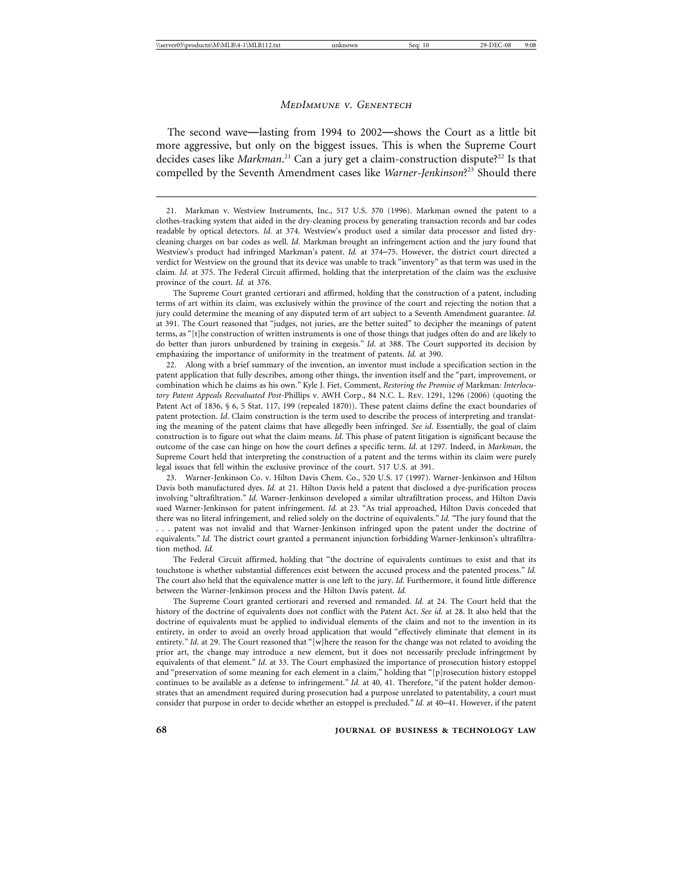The second wave—lasting from 1994 to 2002—shows the Court as a little bit more aggressive, but only on the biggest issues. This is when the Supreme Court decides cases like *Markman*.[21] Can a jury get a claim-construction dispute?[22] Is that compelled by the Seventh Amendment cases like *Warner-Jenkinson*?[23] Should there

---

21. Markman v. Westview Instruments, Inc., 517 U.S. 370 (1996). Markman owned the patent to a clothes-tracking system that aided in the dry-cleaning process by generating transaction records and bar codes readable by optical detectors. *Id.* at 374. Westview's product used a similar data processor and listed dry-cleaning charges on bar codes as well. *Id.* Markman brought an infringement action and the jury found that Westview's product had infringed Markman's patent. *Id.* at 374–75. However, the district court directed a verdict for Westview on the ground that its device was unable to track "inventory" as that term was used in the claim. *Id.* at 375. The Federal Circuit affirmed, holding that the interpretation of the claim was the exclusive province of the court. *Id.* at 376.

The Supreme Court granted certiorari and affirmed, holding that the construction of a patent, including terms of art within its claim, was exclusively within the province of the court and rejecting the notion that a jury could determine the meaning of any disputed term of art subject to a Seventh Amendment guarantee. *Id.* at 391. The Court reasoned that "judges, not juries, are the better suited" to decipher the meanings of patent terms, as "[t]he construction of written instruments is one of those things that judges often do and are likely to do better than jurors unburdened by training in exegesis." *Id.* at 388. The Court supported its decision by emphasizing the importance of uniformity in the treatment of patents. *Id.* at 390.

22. Along with a brief summary of the invention, an inventor must include a specification section in the patent application that fully describes, among other things, the invention itself and the "part, improvement, or combination which he claims as his own." Kyle J. Fiet, Comment, *Restoring the Promise of* Markman*: Interlocutory Patent Appeals Reevaluated Post-*Phillips v. AWH Corp., 84 N.C. L. Rev. 1291, 1296 (2006) (quoting the Patent Act of 1836, § 6, 5 Stat. 117, 199 (repealed 1870)). These patent claims define the exact boundaries of patent protection. *Id*. Claim construction is the term used to describe the process of interpreting and translating the meaning of the patent claims that have allegedly been infringed. *See id*. Essentially, the goal of claim construction is to figure out what the claim means. *Id*. This phase of patent litigation is significant because the outcome of the case can hinge on how the court defines a specific term. *Id*. at 1297. Indeed, in *Markman*, the Supreme Court held that interpreting the construction of a patent and the terms within its claim were purely legal issues that fell within the exclusive province of the court. 517 U.S. at 391.

23. Warner-Jenkinson Co. v. Hilton Davis Chem. Co., 520 U.S. 17 (1997). Warner-Jenkinson and Hilton Davis both manufactured dyes. *Id*. at 21. Hilton Davis held a patent that disclosed a dye-purification process involving "ultrafiltration." *Id.* Warner-Jenkinson developed a similar ultrafiltration process, and Hilton Davis sued Warner-Jenkinson for patent infringement. *Id.* at 23. "As trial approached, Hilton Davis conceded that there was no literal infringement, and relied solely on the doctrine of equivalents." *Id.* "The jury found that the . . . patent was not invalid and that Warner-Jenkinson infringed upon the patent under the doctrine of equivalents." *Id.* The district court granted a permanent injunction forbidding Warner-Jenkinson's ultrafiltration method. *Id.*

The Federal Circuit affirmed, holding that "the doctrine of equivalents continues to exist and that its touchstone is whether substantial differences exist between the accused process and the patented process." *Id.* The court also held that the equivalence matter is one left to the jury. *Id.* Furthermore, it found little difference between the Warner-Jenkinson process and the Hilton Davis patent. *Id.*

The Supreme Court granted certiorari and reversed and remanded. *Id.* at 24. The Court held that the history of the doctrine of equivalents does not conflict with the Patent Act. *See id.* at 28. It also held that the doctrine of equivalents must be applied to individual elements of the claim and not to the invention in its entirety, in order to avoid an overly broad application that would "effectively eliminate that element in its entirety." *Id*. at 29. The Court reasoned that "[w]here the reason for the change was not related to avoiding the prior art, the change may introduce a new element, but it does not necessarily preclude infringement by equivalents of that element." *Id*. at 33. The Court emphasized the importance of prosecution history estoppel and "preservation of some meaning for each element in a claim," holding that "[p]rosecution history estoppel continues to be available as a defense to infringement." *Id.* at 40, 41. Therefore, "if the patent holder demonstrates that an amendment required during prosecution had a purpose unrelated to patentability, a court must consider that purpose in order to decide whether an estoppel is precluded." *Id.* at 40–41. However, if the patent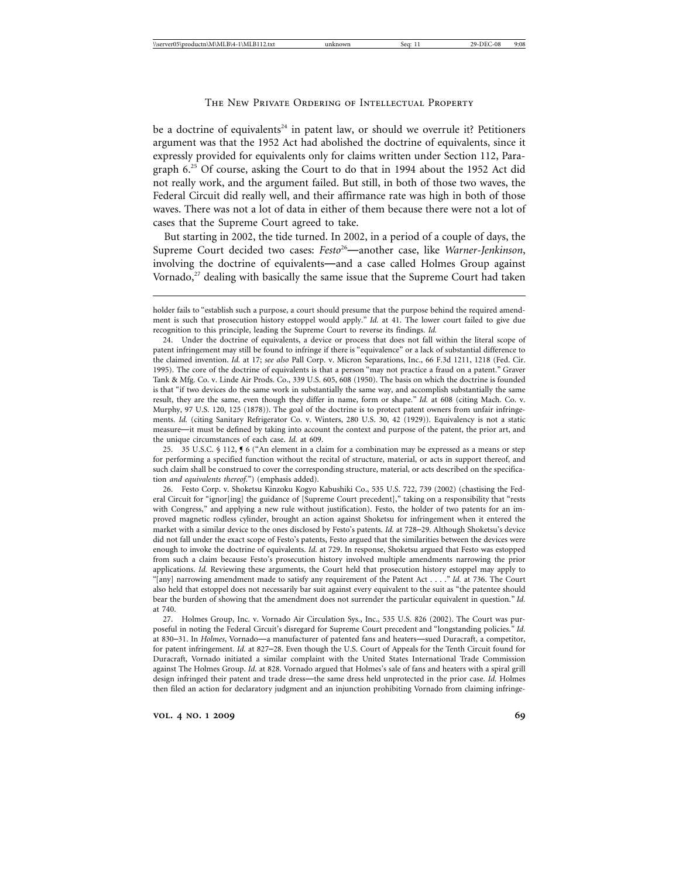be a doctrine of equivalents[24] in patent law, or should we overrule it? Petitioners argument was that the 1952 Act had abolished the doctrine of equivalents, since it expressly provided for equivalents only for claims written under Section 112, Paragraph 6.[25] Of course, asking the Court to do that in 1994 about the 1952 Act did not really work, and the argument failed. But still, in both of those two waves, the Federal Circuit did really well, and their affirmance rate was high in both of those waves. There was not a lot of data in either of them because there were not a lot of cases that the Supreme Court agreed to take.

But starting in 2002, the tide turned. In 2002, in a period of a couple of days, the Supreme Court decided two cases: *Festo*[26]—another case, like *Warner-Jenkinson*, involving the doctrine of equivalents—and a case called Holmes Group against Vornado,[27] dealing with basically the same issue that the Supreme Court had taken

---

holder fails to "establish such a purpose, a court should presume that the purpose behind the required amendment is such that prosecution history estoppel would apply." *Id.* at 41. The lower court failed to give due recognition to this principle, leading the Supreme Court to reverse its findings. *Id.*

24. Under the doctrine of equivalents, a device or process that does not fall within the literal scope of patent infringement may still be found to infringe if there is "equivalence" or a lack of substantial difference to the claimed invention. *Id.* at 17; *see also* Pall Corp. v. Micron Separations, Inc., 66 F.3d 1211, 1218 (Fed. Cir. 1995). The core of the doctrine of equivalents is that a person "may not practice a fraud on a patent." Graver Tank & Mfg. Co. v. Linde Air Prods. Co., 339 U.S. 605, 608 (1950). The basis on which the doctrine is founded is that "if two devices do the same work in substantially the same way, and accomplish substantially the same result, they are the same, even though they differ in name, form or shape." *Id.* at 608 (citing Mach. Co. v. Murphy, 97 U.S. 120, 125 (1878)). The goal of the doctrine is to protect patent owners from unfair infringements. *Id.* (citing Sanitary Refrigerator Co. v. Winters, 280 U.S. 30, 42 (1929)). Equivalency is not a static measure—it must be defined by taking into account the context and purpose of the patent, the prior art, and the unique circumstances of each case. *Id.* at 609.

25. 35 U.S.C. § 112, ¶ 6 ("An element in a claim for a combination may be expressed as a means or step for performing a specified function without the recital of structure, material, or acts in support thereof, and such claim shall be construed to cover the corresponding structure, material, or acts described on the specification *and equivalents thereof*.") (emphasis added).

26. Festo Corp. v. Shoketsu Kinzoku Kogyo Kabushiki Co., 535 U.S. 722, 739 (2002) (chastising the Federal Circuit for "ignor[ing] the guidance of [Supreme Court precedent]," taking on a responsibility that "rests with Congress," and applying a new rule without justification). Festo, the holder of two patents for an improved magnetic rodless cylinder, brought an action against Shoketsu for infringement when it entered the market with a similar device to the ones disclosed by Festo's patents. *Id.* at 728–29. Although Shoketsu's device did not fall under the exact scope of Festo's patents, Festo argued that the similarities between the devices were enough to invoke the doctrine of equivalents. *Id.* at 729. In response, Shoketsu argued that Festo was estopped from such a claim because Festo's prosecution history involved multiple amendments narrowing the prior applications. *Id.* Reviewing these arguments, the Court held that prosecution history estoppel may apply to "[any] narrowing amendment made to satisfy any requirement of the Patent Act . . . ." *Id.* at 736. The Court also held that estoppel does not necessarily bar suit against every equivalent to the suit as "the patentee should bear the burden of showing that the amendment does not surrender the particular equivalent in question." *Id.* at 740.

27. Holmes Group, Inc. v. Vornado Air Circulation Sys., Inc., 535 U.S. 826 (2002). The Court was purposeful in noting the Federal Circuit's disregard for Supreme Court precedent and "longstanding policies." *Id.* at 830–31. In *Holmes*, Vornado—a manufacturer of patented fans and heaters—sued Duracraft, a competitor, for patent infringement. *Id.* at 827–28. Even though the U.S. Court of Appeals for the Tenth Circuit found for Duracraft, Vornado initiated a similar complaint with the United States International Trade Commission against The Holmes Group. *Id.* at 828. Vornado argued that Holmes's sale of fans and heaters with a spiral grill design infringed their patent and trade dress—the same dress held unprotected in the prior case. *Id.* Holmes then filed an action for declaratory judgment and an injunction prohibiting Vornado from claiming infringe-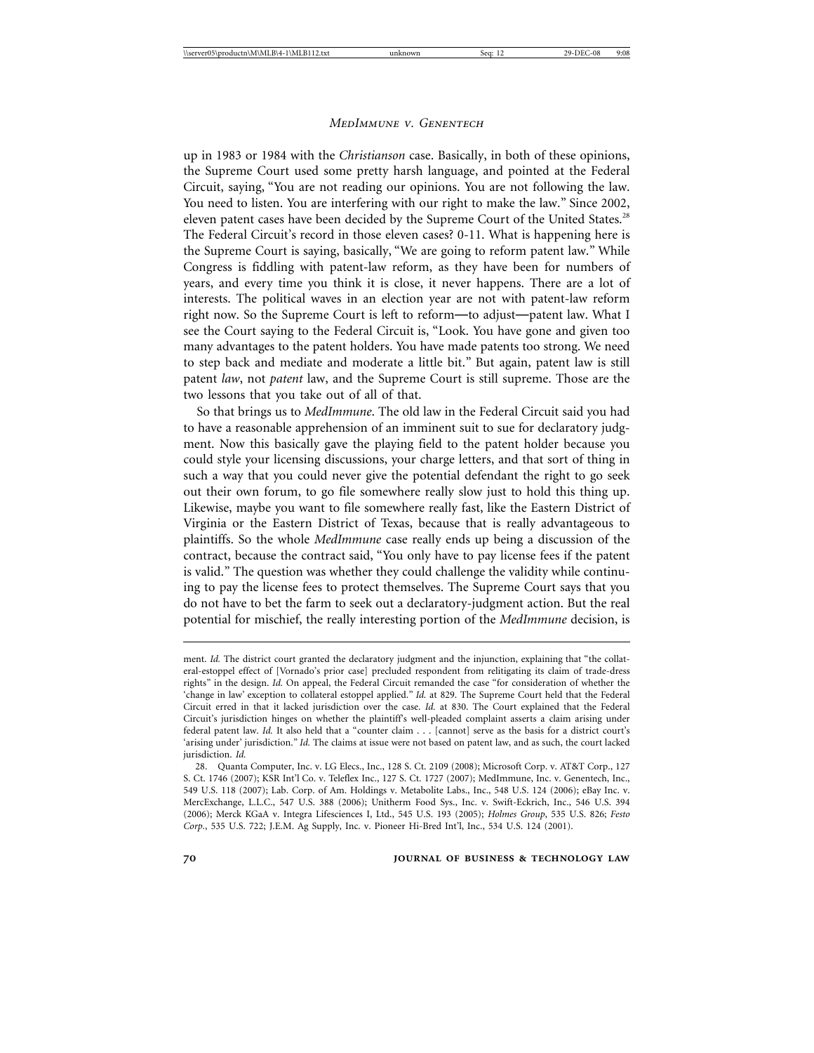up in 1983 or 1984 with the *Christianson* case. Basically, in both of these opinions, the Supreme Court used some pretty harsh language, and pointed at the Federal Circuit, saying, "You are not reading our opinions. You are not following the law. You need to listen. You are interfering with our right to make the law." Since 2002, eleven patent cases have been decided by the Supreme Court of the United States.[28] The Federal Circuit's record in those eleven cases? 0-11. What is happening here is the Supreme Court is saying, basically, "We are going to reform patent law." While Congress is fiddling with patent-law reform, as they have been for numbers of years, and every time you think it is close, it never happens. There are a lot of interests. The political waves in an election year are not with patent-law reform right now. So the Supreme Court is left to reform—to adjust—patent law. What I see the Court saying to the Federal Circuit is, "Look. You have gone and given too many advantages to the patent holders. You have made patents too strong. We need to step back and mediate and moderate a little bit." But again, patent law is still patent *law*, not *patent* law, and the Supreme Court is still supreme. Those are the two lessons that you take out of all of that.

So that brings us to *MedImmune*. The old law in the Federal Circuit said you had to have a reasonable apprehension of an imminent suit to sue for declaratory judgment. Now this basically gave the playing field to the patent holder because you could style your licensing discussions, your charge letters, and that sort of thing in such a way that you could never give the potential defendant the right to go seek out their own forum, to go file somewhere really slow just to hold this thing up. Likewise, maybe you want to file somewhere really fast, like the Eastern District of Virginia or the Eastern District of Texas, because that is really advantageous to plaintiffs. So the whole *MedImmune* case really ends up being a discussion of the contract, because the contract said, "You only have to pay license fees if the patent is valid." The question was whether they could challenge the validity while continuing to pay the license fees to protect themselves. The Supreme Court says that you do not have to bet the farm to seek out a declaratory-judgment action. But the real potential for mischief, the really interesting portion of the *MedImmune* decision, is

---

ment. *Id.* The district court granted the declaratory judgment and the injunction, explaining that "the collateral-estoppel effect of [Vornado's prior case] precluded respondent from relitigating its claim of trade-dress rights" in the design. *Id.* On appeal, the Federal Circuit remanded the case "for consideration of whether the 'change in law' exception to collateral estoppel applied." *Id.* at 829. The Supreme Court held that the Federal Circuit erred in that it lacked jurisdiction over the case. *Id.* at 830. The Court explained that the Federal Circuit's jurisdiction hinges on whether the plaintiff's well-pleaded complaint asserts a claim arising under federal patent law. *Id.* It also held that a "counter claim . . . [cannot] serve as the basis for a district court's 'arising under' jurisdiction." *Id.* The claims at issue were not based on patent law, and as such, the court lacked jurisdiction. *Id.*

28. Quanta Computer, Inc. v. LG Elecs., Inc., 128 S. Ct. 2109 (2008); Microsoft Corp. v. AT&T Corp., 127 S. Ct. 1746 (2007); KSR Int'l Co. v. Teleflex Inc., 127 S. Ct. 1727 (2007); MedImmune, Inc. v. Genentech, Inc., 549 U.S. 118 (2007); Lab. Corp. of Am. Holdings v. Metabolite Labs., Inc., 548 U.S. 124 (2006); eBay Inc. v. MercExchange, L.L.C., 547 U.S. 388 (2006); Unitherm Food Sys., Inc. v. Swift-Eckrich, Inc., 546 U.S. 394 (2006); Merck KGaA v. Integra Lifesciences I, Ltd., 545 U.S. 193 (2005); *Holmes Group*, 535 U.S. 826; *Festo Corp.*, 535 U.S. 722; J.E.M. Ag Supply, Inc. v. Pioneer Hi-Bred Int'l, Inc., 534 U.S. 124 (2001).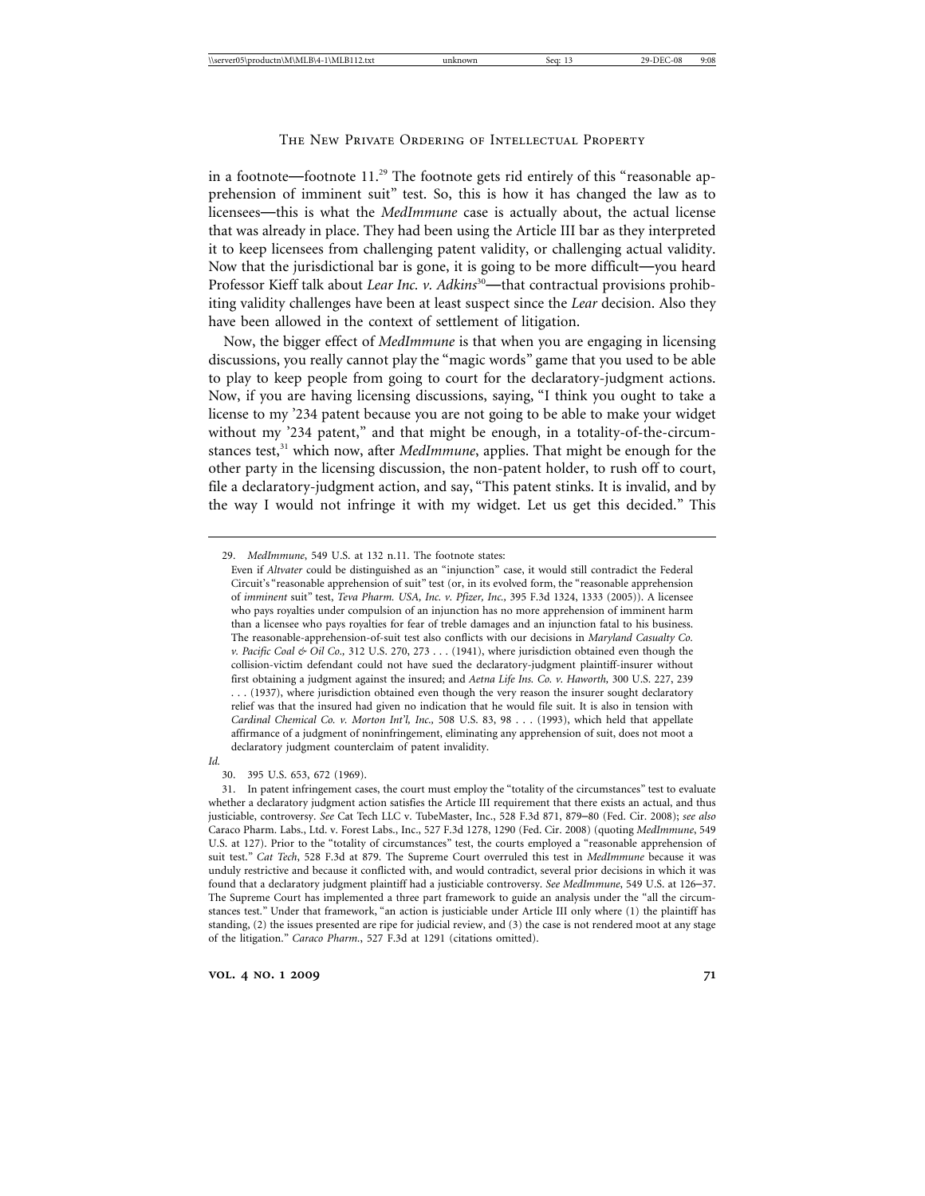in a footnote—footnote 11.[29] The footnote gets rid entirely of this "reasonable apprehension of imminent suit" test. So, this is how it has changed the law as to licensees—this is what the *MedImmune* case is actually about, the actual license that was already in place. They had been using the Article III bar as they interpreted it to keep licensees from challenging patent validity, or challenging actual validity. Now that the jurisdictional bar is gone, it is going to be more difficult—you heard Professor Kieff talk about *Lear Inc. v. Adkins*[30]—that contractual provisions prohibiting validity challenges have been at least suspect since the *Lear* decision. Also they have been allowed in the context of settlement of litigation.

Now, the bigger effect of *MedImmune* is that when you are engaging in licensing discussions, you really cannot play the "magic words" game that you used to be able to play to keep people from going to court for the declaratory-judgment actions. Now, if you are having licensing discussions, saying, "I think you ought to take a license to my '234 patent because you are not going to be able to make your widget without my '234 patent," and that might be enough, in a totality-of-the-circumstances test,[31] which now, after *MedImmune*, applies. That might be enough for the other party in the licensing discussion, the non-patent holder, to rush off to court, file a declaratory-judgment action, and say, "This patent stinks. It is invalid, and by the way I would not infringe it with my widget. Let us get this decided." This

---

29. *MedImmune*, 549 U.S. at 132 n.11. The footnote states:

> Even if *Altvater* could be distinguished as an "injunction" case, it would still contradict the Federal Circuit's "reasonable apprehension of suit" test (or, in its evolved form, the "reasonable apprehension of *imminent* suit" test, *Teva Pharm. USA, Inc. v. Pfizer, Inc.*, 395 F.3d 1324, 1333 (2005)). A licensee who pays royalties under compulsion of an injunction has no more apprehension of imminent harm than a licensee who pays royalties for fear of treble damages and an injunction fatal to his business. The reasonable-apprehension-of-suit test also conflicts with our decisions in *Maryland Casualty Co. v. Pacific Coal & Oil Co.,* 312 U.S. 270, 273 . . . (1941), where jurisdiction obtained even though the collision-victim defendant could not have sued the declaratory-judgment plaintiff-insurer without first obtaining a judgment against the insured; and *Aetna Life Ins. Co. v. Haworth,* 300 U.S. 227, 239 . . . (1937), where jurisdiction obtained even though the very reason the insurer sought declaratory relief was that the insured had given no indication that he would file suit. It is also in tension with *Cardinal Chemical Co. v. Morton Int'l, Inc.,* 508 U.S. 83, 98 . . . (1993), which held that appellate affirmance of a judgment of noninfringement, eliminating any apprehension of suit, does not moot a declaratory judgment counterclaim of patent invalidity.

*Id.*

30. 395 U.S. 653, 672 (1969).

31. In patent infringement cases, the court must employ the "totality of the circumstances" test to evaluate whether a declaratory judgment action satisfies the Article III requirement that there exists an actual, and thus justiciable, controversy. *See* Cat Tech LLC v. TubeMaster, Inc., 528 F.3d 871, 879–80 (Fed. Cir. 2008); *see also* Caraco Pharm. Labs., Ltd. v. Forest Labs., Inc., 527 F.3d 1278, 1290 (Fed. Cir. 2008) (quoting *MedImmune*, 549 U.S. at 127). Prior to the "totality of circumstances" test, the courts employed a "reasonable apprehension of suit test." *Cat Tech*, 528 F.3d at 879. The Supreme Court overruled this test in *MedImmune* because it was unduly restrictive and because it conflicted with, and would contradict, several prior decisions in which it was found that a declaratory judgment plaintiff had a justiciable controversy. *See MedImmune*, 549 U.S. at 126–37. The Supreme Court has implemented a three part framework to guide an analysis under the "all the circumstances test." Under that framework, "an action is justiciable under Article III only where (1) the plaintiff has standing, (2) the issues presented are ripe for judicial review, and (3) the case is not rendered moot at any stage of the litigation." *Caraco Pharm.*, 527 F.3d at 1291 (citations omitted).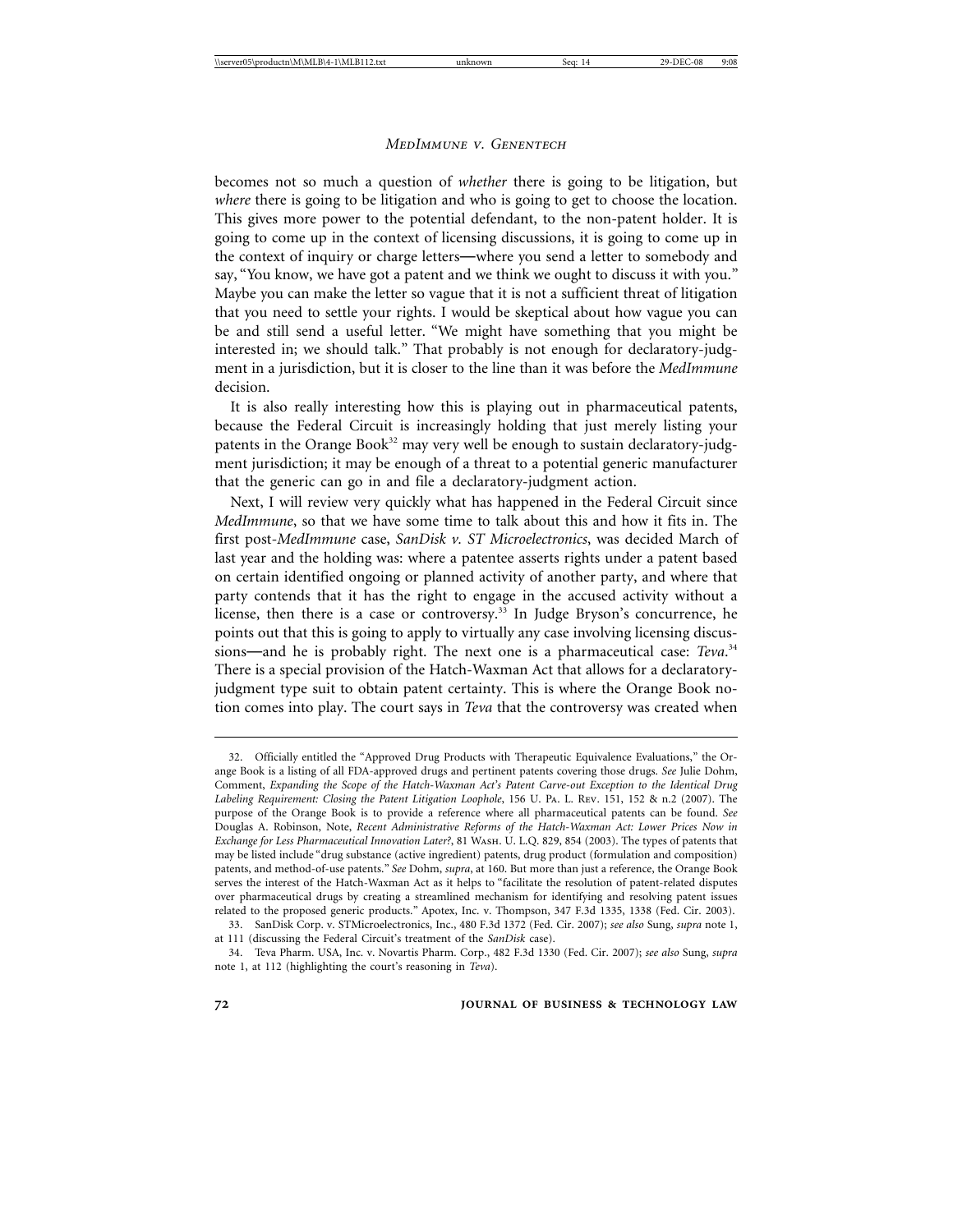becomes not so much a question of *whether* there is going to be litigation, but *where* there is going to be litigation and who is going to get to choose the location. This gives more power to the potential defendant, to the non-patent holder. It is going to come up in the context of licensing discussions, it is going to come up in the context of inquiry or charge letters—where you send a letter to somebody and say, "You know, we have got a patent and we think we ought to discuss it with you." Maybe you can make the letter so vague that it is not a sufficient threat of litigation that you need to settle your rights. I would be skeptical about how vague you can be and still send a useful letter. "We might have something that you might be interested in; we should talk." That probably is not enough for declaratory-judgment in a jurisdiction, but it is closer to the line than it was before the *MedImmune* decision.

It is also really interesting how this is playing out in pharmaceutical patents, because the Federal Circuit is increasingly holding that just merely listing your patents in the Orange Book[32] may very well be enough to sustain declaratory-judgment jurisdiction; it may be enough of a threat to a potential generic manufacturer that the generic can go in and file a declaratory-judgment action.

Next, I will review very quickly what has happened in the Federal Circuit since *MedImmune*, so that we have some time to talk about this and how it fits in. The first post-*MedImmune* case, *SanDisk v. ST Microelectronics*, was decided March of last year and the holding was: where a patentee asserts rights under a patent based on certain identified ongoing or planned activity of another party, and where that party contends that it has the right to engage in the accused activity without a license, then there is a case or controversy.[33] In Judge Bryson's concurrence, he points out that this is going to apply to virtually any case involving licensing discussions—and he is probably right. The next one is a pharmaceutical case: *Teva*.[34] There is a special provision of the Hatch-Waxman Act that allows for a declaratory-judgment type suit to obtain patent certainty. This is where the Orange Book notion comes into play. The court says in *Teva* that the controversy was created when

---

32. Officially entitled the "Approved Drug Products with Therapeutic Equivalence Evaluations," the Orange Book is a listing of all FDA-approved drugs and pertinent patents covering those drugs. *See* Julie Dohm, Comment, *Expanding the Scope of the Hatch-Waxman Act's Patent Carve-out Exception to the Identical Drug Labeling Requirement: Closing the Patent Litigation Loophole*, 156 U. Pa. L. Rev. 151, 152 & n.2 (2007). The purpose of the Orange Book is to provide a reference where all pharmaceutical patents can be found. *See* Douglas A. Robinson, Note, *Recent Administrative Reforms of the Hatch-Waxman Act: Lower Prices Now in Exchange for Less Pharmaceutical Innovation Later?*, 81 Wash. U. L.Q. 829, 854 (2003). The types of patents that may be listed include "drug substance (active ingredient) patents, drug product (formulation and composition) patents, and method-of-use patents." *See* Dohm, *supra*, at 160. But more than just a reference, the Orange Book serves the interest of the Hatch-Waxman Act as it helps to "facilitate the resolution of patent-related disputes over pharmaceutical drugs by creating a streamlined mechanism for identifying and resolving patent issues related to the proposed generic products." Apotex, Inc. v. Thompson, 347 F.3d 1335, 1338 (Fed. Cir. 2003).

33. SanDisk Corp. v. STMicroelectronics, Inc., 480 F.3d 1372 (Fed. Cir. 2007); *see also* Sung, *supra* note 1, at 111 (discussing the Federal Circuit's treatment of the *SanDisk* case).

34. Teva Pharm. USA, Inc. v. Novartis Pharm. Corp., 482 F.3d 1330 (Fed. Cir. 2007); *see also* Sung, *supra* note 1, at 112 (highlighting the court's reasoning in *Teva*).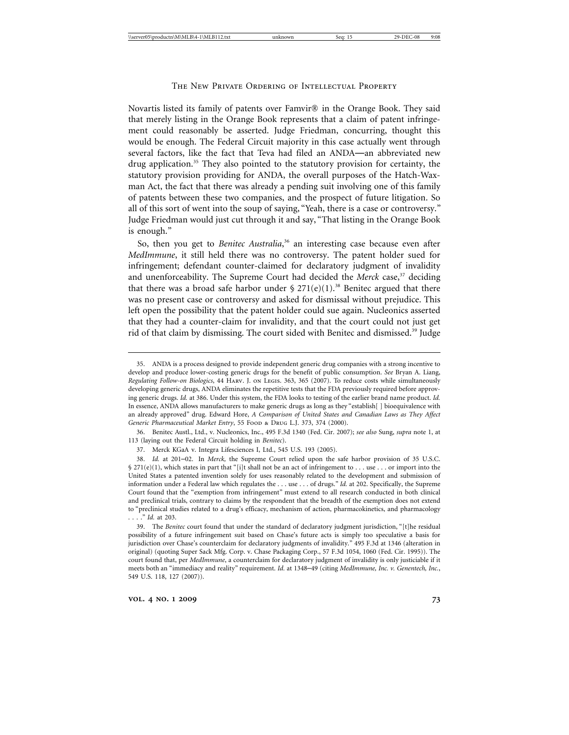Novartis listed its family of patents over Famvir® in the Orange Book. They said that merely listing in the Orange Book represents that a claim of patent infringement could reasonably be asserted. Judge Friedman, concurring, thought this would be enough. The Federal Circuit majority in this case actually went through several factors, like the fact that Teva had filed an ANDA—an abbreviated new drug application.[35] They also pointed to the statutory provision for certainty, the statutory provision providing for ANDA, the overall purposes of the Hatch-Waxman Act, the fact that there was already a pending suit involving one of this family of patents between these two companies, and the prospect of future litigation. So all of this sort of went into the soup of saying, "Yeah, there is a case or controversy." Judge Friedman would just cut through it and say, "That listing in the Orange Book is enough."

So, then you get to *Benitec Australia*,[36] an interesting case because even after *MedImmune*, it still held there was no controversy. The patent holder sued for infringement; defendant counter-claimed for declaratory judgment of invalidity and unenforceability. The Supreme Court had decided the *Merck* case,[37] deciding that there was a broad safe harbor under § 271(e)(1).[38] Benitec argued that there was no present case or controversy and asked for dismissal without prejudice. This left open the possibility that the patent holder could sue again. Nucleonics asserted that they had a counter-claim for invalidity, and that the court could not just get rid of that claim by dismissing. The court sided with Benitec and dismissed.[39] Judge

---

35. ANDA is a process designed to provide independent generic drug companies with a strong incentive to develop and produce lower-costing generic drugs for the benefit of public consumption. *See* Bryan A. Liang, *Regulating Follow-on Biologics*, 44 Harv. J. on Legis. 363, 365 (2007). To reduce costs while simultaneously developing generic drugs, ANDA eliminates the repetitive tests that the FDA previously required before approving generic drugs. *Id.* at 386. Under this system, the FDA looks to testing of the earlier brand name product. *Id.* In essence, ANDA allows manufacturers to make generic drugs as long as they "establish[ ] bioequivalence with an already approved" drug. Edward Hore, *A Comparison of United States and Canadian Laws as They Affect Generic Pharmaceutical Market Entry*, 55 Food & Drug L.J. 373, 374 (2000).

36. Benitec Austl., Ltd., v. Nucleonics, Inc., 495 F.3d 1340 (Fed. Cir. 2007); *see also* Sung, *supra* note 1, at 113 (laying out the Federal Circuit holding in *Benitec*).

37. Merck KGaA v. Integra Lifesciences I, Ltd., 545 U.S. 193 (2005).

38. *Id.* at 201–02. In *Merck,* the Supreme Court relied upon the safe harbor provision of 35 U.S.C. § 271(e)(1), which states in part that "[i]t shall not be an act of infringement to . . . use . . . or import into the United States a patented invention solely for uses reasonably related to the development and submission of information under a Federal law which regulates the . . . use . . . of drugs." *Id.* at 202. Specifically, the Supreme Court found that the "exemption from infringement" must extend to all research conducted in both clinical and preclinical trials, contrary to claims by the respondent that the breadth of the exemption does not extend to "preclinical studies related to a drug's efficacy, mechanism of action, pharmacokinetics, and pharmacology . . . ." *Id.* at 203.

39. The *Benitec* court found that under the standard of declaratory judgment jurisdiction, "[t]he residual possibility of a future infringement suit based on Chase's future acts is simply too speculative a basis for jurisdiction over Chase's counterclaim for declaratory judgments of invalidity." 495 F.3d at 1346 (alteration in original) (quoting Super Sack Mfg. Corp. v. Chase Packaging Corp., 57 F.3d 1054, 1060 (Fed. Cir. 1995)). The court found that, per *MedImmune*, a counterclaim for declaratory judgment of invalidity is only justiciable if it meets both an "immediacy and reality" requirement. *Id.* at 1348–49 (citing *MedImmune, Inc. v. Genentech, Inc.*, 549 U.S. 118, 127 (2007)).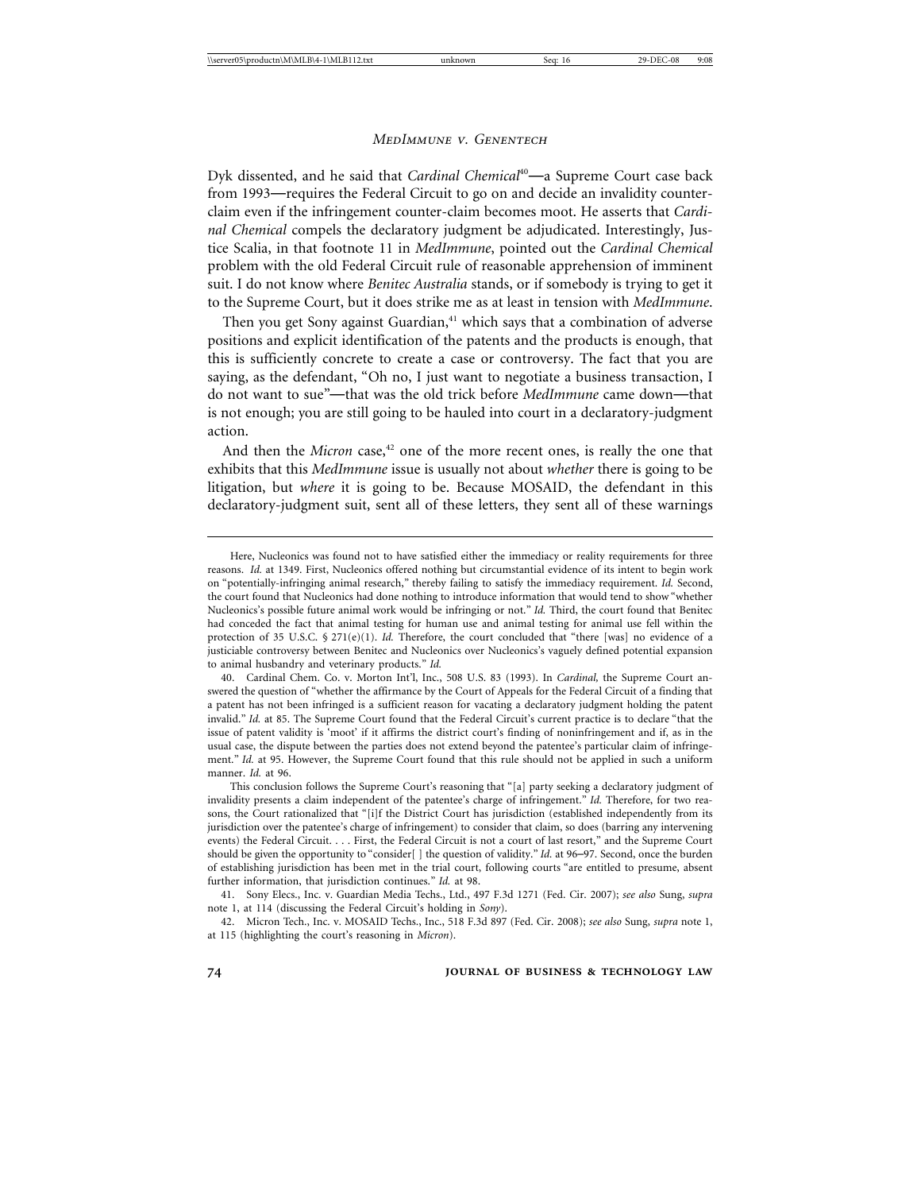Dyk dissented, and he said that *Cardinal Chemical*[40]—a Supreme Court case back from 1993—requires the Federal Circuit to go on and decide an invalidity counter-claim even if the infringement counter-claim becomes moot. He asserts that *Cardinal Chemical* compels the declaratory judgment be adjudicated. Interestingly, Justice Scalia, in that footnote 11 in *MedImmune*, pointed out the *Cardinal Chemical* problem with the old Federal Circuit rule of reasonable apprehension of imminent suit. I do not know where *Benitec Australia* stands, or if somebody is trying to get it to the Supreme Court, but it does strike me as at least in tension with *MedImmune*.

Then you get Sony against Guardian,[41] which says that a combination of adverse positions and explicit identification of the patents and the products is enough, that this is sufficiently concrete to create a case or controversy. The fact that you are saying, as the defendant, "Oh no, I just want to negotiate a business transaction, I do not want to sue"—that was the old trick before *MedImmune* came down—that is not enough; you are still going to be hauled into court in a declaratory-judgment action.

And then the *Micron* case,[42] one of the more recent ones, is really the one that exhibits that this *MedImmune* issue is usually not about *whether* there is going to be litigation, but *where* it is going to be. Because MOSAID, the defendant in this declaratory-judgment suit, sent all of these letters, they sent all of these warnings

---

Here, Nucleonics was found not to have satisfied either the immediacy or reality requirements for three reasons. *Id.* at 1349. First, Nucleonics offered nothing but circumstantial evidence of its intent to begin work on "potentially-infringing animal research," thereby failing to satisfy the immediacy requirement. *Id.* Second, the court found that Nucleonics had done nothing to introduce information that would tend to show "whether Nucleonics's possible future animal work would be infringing or not." *Id.* Third, the court found that Benitec had conceded the fact that animal testing for human use and animal testing for animal use fell within the protection of 35 U.S.C. § 271(e)(1). *Id.* Therefore, the court concluded that "there [was] no evidence of a justiciable controversy between Benitec and Nucleonics over Nucleonics's vaguely defined potential expansion to animal husbandry and veterinary products." *Id.*

40. Cardinal Chem. Co. v. Morton Int'l, Inc., 508 U.S. 83 (1993). In *Cardinal,* the Supreme Court answered the question of "whether the affirmance by the Court of Appeals for the Federal Circuit of a finding that a patent has not been infringed is a sufficient reason for vacating a declaratory judgment holding the patent invalid." *Id.* at 85. The Supreme Court found that the Federal Circuit's current practice is to declare "that the issue of patent validity is 'moot' if it affirms the district court's finding of noninfringement and if, as in the usual case, the dispute between the parties does not extend beyond the patentee's particular claim of infringement." *Id.* at 95. However, the Supreme Court found that this rule should not be applied in such a uniform manner. *Id.* at 96.

This conclusion follows the Supreme Court's reasoning that "[a] party seeking a declaratory judgment of invalidity presents a claim independent of the patentee's charge of infringement." *Id.* Therefore, for two reasons, the Court rationalized that "[i]f the District Court has jurisdiction (established independently from its jurisdiction over the patentee's charge of infringement) to consider that claim, so does (barring any intervening events) the Federal Circuit. . . . First, the Federal Circuit is not a court of last resort," and the Supreme Court should be given the opportunity to "consider[ ] the question of validity." *Id.* at 96–97. Second, once the burden of establishing jurisdiction has been met in the trial court, following courts "are entitled to presume, absent further information, that jurisdiction continues." *Id.* at 98.

41. Sony Elecs., Inc. v. Guardian Media Techs., Ltd., 497 F.3d 1271 (Fed. Cir. 2007); *see also* Sung, *supra* note 1, at 114 (discussing the Federal Circuit's holding in *Sony*).

42. Micron Tech., Inc. v. MOSAID Techs., Inc., 518 F.3d 897 (Fed. Cir. 2008); *see also* Sung, *supra* note 1, at 115 (highlighting the court's reasoning in *Micron*).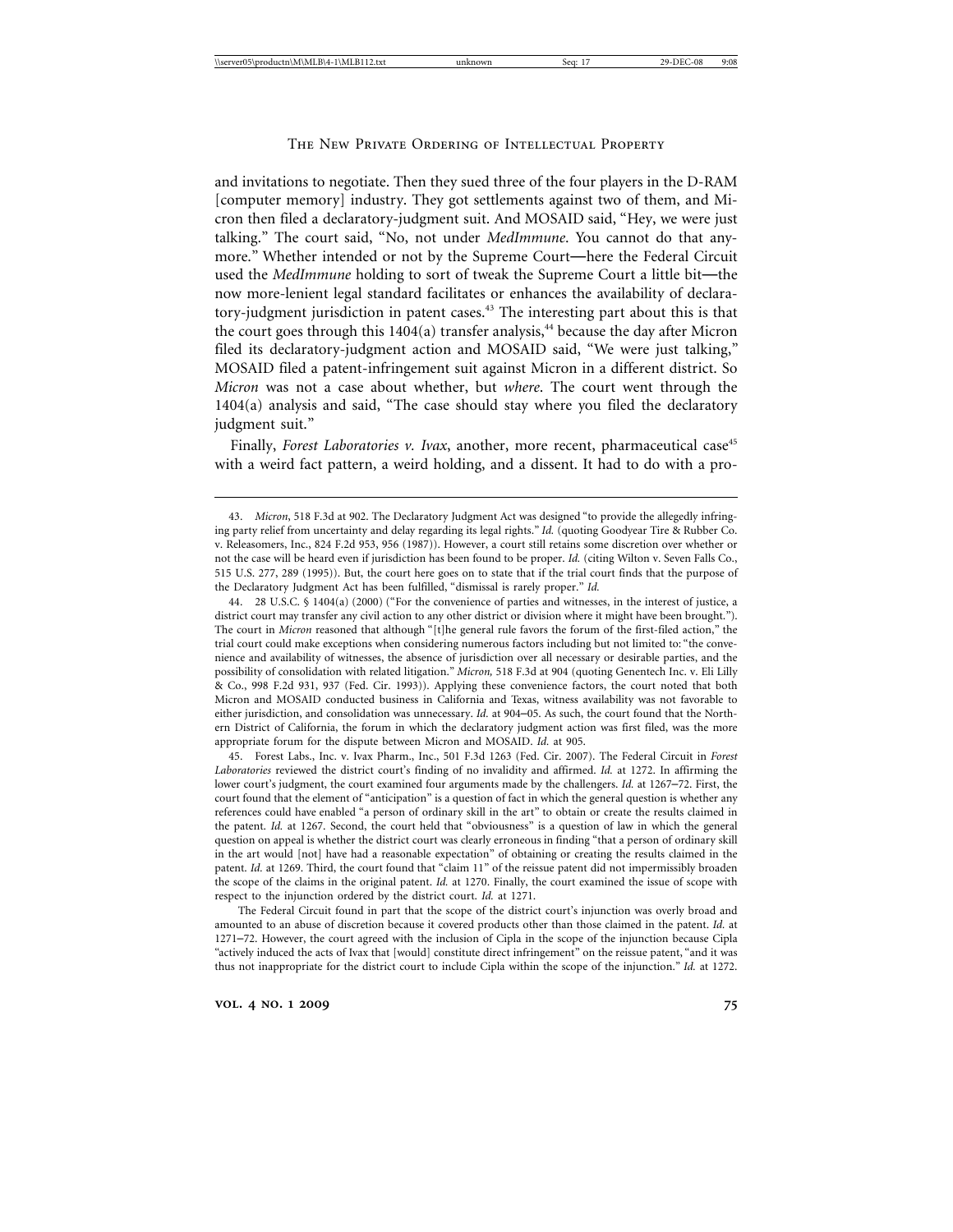and invitations to negotiate. Then they sued three of the four players in the D-RAM [computer memory] industry. They got settlements against two of them, and Micron then filed a declaratory-judgment suit. And MOSAID said, "Hey, we were just talking." The court said, "No, not under *MedImmune*. You cannot do that anymore." Whether intended or not by the Supreme Court—here the Federal Circuit used the *MedImmune* holding to sort of tweak the Supreme Court a little bit—the now more-lenient legal standard facilitates or enhances the availability of declaratory-judgment jurisdiction in patent cases.[43] The interesting part about this is that the court goes through this 1404(a) transfer analysis,[44] because the day after Micron filed its declaratory-judgment action and MOSAID said, "We were just talking," MOSAID filed a patent-infringement suit against Micron in a different district. So *Micron* was not a case about whether, but *where*. The court went through the 1404(a) analysis and said, "The case should stay where you filed the declaratory judgment suit."

Finally, *Forest Laboratories v. Ivax*, another, more recent, pharmaceutical case[45] with a weird fact pattern, a weird holding, and a dissent. It had to do with a pro-

---

43. *Micron*, 518 F.3d at 902. The Declaratory Judgment Act was designed "to provide the allegedly infringing party relief from uncertainty and delay regarding its legal rights." *Id.* (quoting Goodyear Tire & Rubber Co. v. Releasomers, Inc., 824 F.2d 953, 956 (1987)). However, a court still retains some discretion over whether or not the case will be heard even if jurisdiction has been found to be proper. *Id.* (citing Wilton v. Seven Falls Co., 515 U.S. 277, 289 (1995)). But, the court here goes on to state that if the trial court finds that the purpose of the Declaratory Judgment Act has been fulfilled, "dismissal is rarely proper." *Id.*

44. 28 U.S.C. § 1404(a) (2000) ("For the convenience of parties and witnesses, in the interest of justice, a district court may transfer any civil action to any other district or division where it might have been brought."). The court in *Micron* reasoned that although "[t]he general rule favors the forum of the first-filed action," the trial court could make exceptions when considering numerous factors including but not limited to: "the convenience and availability of witnesses, the absence of jurisdiction over all necessary or desirable parties, and the possibility of consolidation with related litigation." *Micron,* 518 F.3d at 904 (quoting Genentech Inc. v. Eli Lilly & Co., 998 F.2d 931, 937 (Fed. Cir. 1993)). Applying these convenience factors, the court noted that both Micron and MOSAID conducted business in California and Texas, witness availability was not favorable to either jurisdiction, and consolidation was unnecessary. *Id.* at 904–05. As such, the court found that the Northern District of California, the forum in which the declaratory judgment action was first filed, was the more appropriate forum for the dispute between Micron and MOSAID. *Id.* at 905.

45. Forest Labs., Inc. v. Ivax Pharm., Inc., 501 F.3d 1263 (Fed. Cir. 2007). The Federal Circuit in *Forest Laboratories* reviewed the district court's finding of no invalidity and affirmed. *Id.* at 1272. In affirming the lower court's judgment, the court examined four arguments made by the challengers. *Id.* at 1267–72. First, the court found that the element of "anticipation" is a question of fact in which the general question is whether any references could have enabled "a person of ordinary skill in the art" to obtain or create the results claimed in the patent. *Id.* at 1267. Second, the court held that "obviousness" is a question of law in which the general question on appeal is whether the district court was clearly erroneous in finding "that a person of ordinary skill in the art would [not] have had a reasonable expectation" of obtaining or creating the results claimed in the patent. *Id.* at 1269. Third, the court found that "claim 11" of the reissue patent did not impermissibly broaden the scope of the claims in the original patent. *Id.* at 1270. Finally, the court examined the issue of scope with respect to the injunction ordered by the district court. *Id.* at 1271.

The Federal Circuit found in part that the scope of the district court's injunction was overly broad and amounted to an abuse of discretion because it covered products other than those claimed in the patent. *Id.* at 1271–72. However, the court agreed with the inclusion of Cipla in the scope of the injunction because Cipla "actively induced the acts of Ivax that [would] constitute direct infringement" on the reissue patent, "and it was thus not inappropriate for the district court to include Cipla within the scope of the injunction." *Id.* at 1272.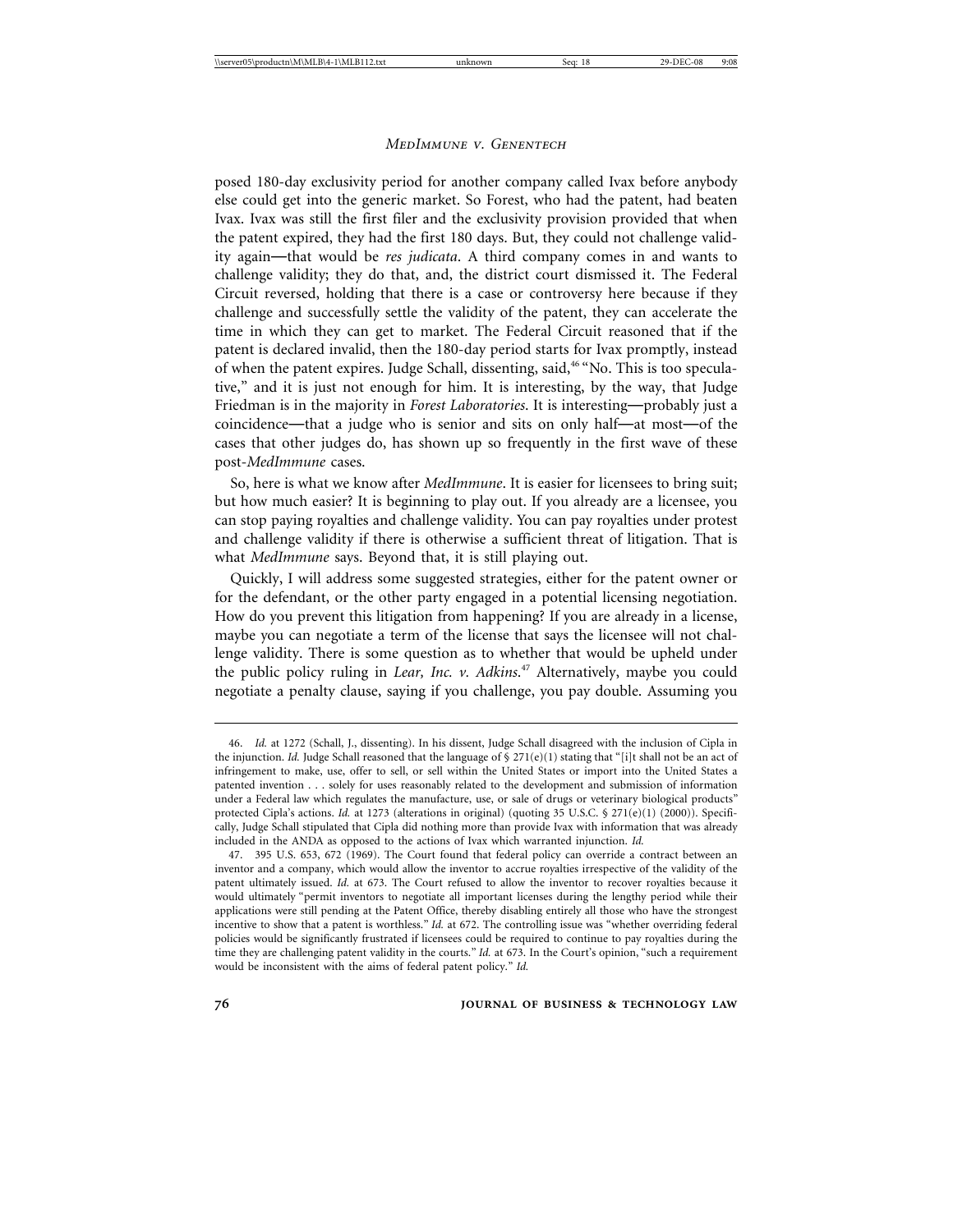posed 180-day exclusivity period for another company called Ivax before anybody else could get into the generic market. So Forest, who had the patent, had beaten Ivax. Ivax was still the first filer and the exclusivity provision provided that when the patent expired, they had the first 180 days. But, they could not challenge validity again—that would be *res judicata*. A third company comes in and wants to challenge validity; they do that, and, the district court dismissed it. The Federal Circuit reversed, holding that there is a case or controversy here because if they challenge and successfully settle the validity of the patent, they can accelerate the time in which they can get to market. The Federal Circuit reasoned that if the patent is declared invalid, then the 180-day period starts for Ivax promptly, instead of when the patent expires. Judge Schall, dissenting, said,[46] "No. This is too speculative," and it is just not enough for him. It is interesting, by the way, that Judge Friedman is in the majority in *Forest Laboratories*. It is interesting—probably just a coincidence—that a judge who is senior and sits on only half—at most—of the cases that other judges do, has shown up so frequently in the first wave of these post-*MedImmune* cases.

So, here is what we know after *MedImmune*. It is easier for licensees to bring suit; but how much easier? It is beginning to play out. If you already are a licensee, you can stop paying royalties and challenge validity. You can pay royalties under protest and challenge validity if there is otherwise a sufficient threat of litigation. That is what *MedImmune* says. Beyond that, it is still playing out.

Quickly, I will address some suggested strategies, either for the patent owner or for the defendant, or the other party engaged in a potential licensing negotiation. How do you prevent this litigation from happening? If you are already in a license, maybe you can negotiate a term of the license that says the licensee will not challenge validity. There is some question as to whether that would be upheld under the public policy ruling in *Lear, Inc. v. Adkins*.[47] Alternatively, maybe you could negotiate a penalty clause, saying if you challenge, you pay double. Assuming you

---

46. *Id.* at 1272 (Schall, J., dissenting). In his dissent, Judge Schall disagreed with the inclusion of Cipla in the injunction. *Id.* Judge Schall reasoned that the language of § 271(e)(1) stating that "[i]t shall not be an act of infringement to make, use, offer to sell, or sell within the United States or import into the United States a patented invention . . . solely for uses reasonably related to the development and submission of information under a Federal law which regulates the manufacture, use, or sale of drugs or veterinary biological products" protected Cipla's actions. *Id.* at 1273 (alterations in original) (quoting 35 U.S.C. § 271(e)(1) (2000)). Specifically, Judge Schall stipulated that Cipla did nothing more than provide Ivax with information that was already included in the ANDA as opposed to the actions of Ivax which warranted injunction. *Id.*

47. 395 U.S. 653, 672 (1969). The Court found that federal policy can override a contract between an inventor and a company, which would allow the inventor to accrue royalties irrespective of the validity of the patent ultimately issued. *Id.* at 673. The Court refused to allow the inventor to recover royalties because it would ultimately "permit inventors to negotiate all important licenses during the lengthy period while their applications were still pending at the Patent Office, thereby disabling entirely all those who have the strongest incentive to show that a patent is worthless." *Id.* at 672. The controlling issue was "whether overriding federal policies would be significantly frustrated if licensees could be required to continue to pay royalties during the time they are challenging patent validity in the courts." *Id.* at 673. In the Court's opinion, "such a requirement would be inconsistent with the aims of federal patent policy." *Id.*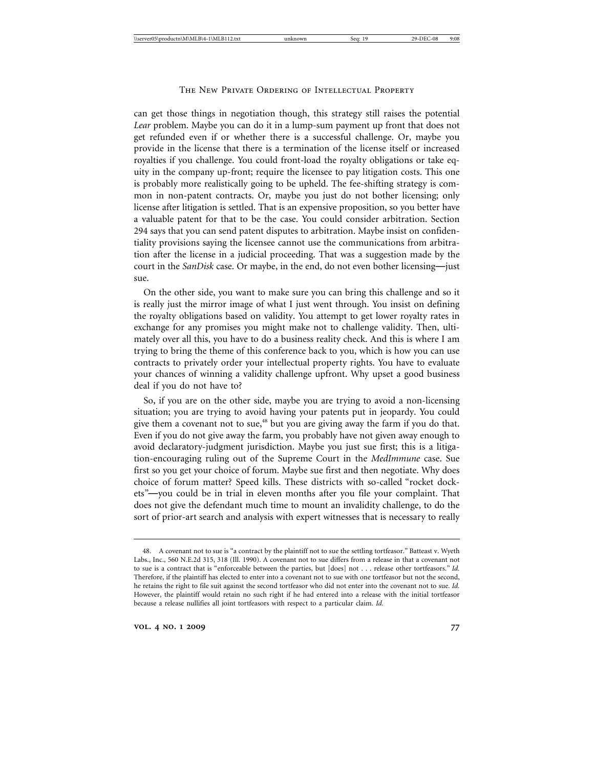can get those things in negotiation though, this strategy still raises the potential *Lear* problem. Maybe you can do it in a lump-sum payment up front that does not get refunded even if or whether there is a successful challenge. Or, maybe you provide in the license that there is a termination of the license itself or increased royalties if you challenge. You could front-load the royalty obligations or take equity in the company up-front; require the licensee to pay litigation costs. This one is probably more realistically going to be upheld. The fee-shifting strategy is common in non-patent contracts. Or, maybe you just do not bother licensing; only license after litigation is settled. That is an expensive proposition, so you better have a valuable patent for that to be the case. You could consider arbitration. Section 294 says that you can send patent disputes to arbitration. Maybe insist on confidentiality provisions saying the licensee cannot use the communications from arbitration after the license in a judicial proceeding. That was a suggestion made by the court in the *SanDisk* case. Or maybe, in the end, do not even bother licensing—just sue.

On the other side, you want to make sure you can bring this challenge and so it is really just the mirror image of what I just went through. You insist on defining the royalty obligations based on validity. You attempt to get lower royalty rates in exchange for any promises you might make not to challenge validity. Then, ultimately over all this, you have to do a business reality check. And this is where I am trying to bring the theme of this conference back to you, which is how you can use contracts to privately order your intellectual property rights. You have to evaluate your chances of winning a validity challenge upfront. Why upset a good business deal if you do not have to?

So, if you are on the other side, maybe you are trying to avoid a non-licensing situation; you are trying to avoid having your patents put in jeopardy. You could give them a covenant not to sue,[48] but you are giving away the farm if you do that. Even if you do not give away the farm, you probably have not given away enough to avoid declaratory-judgment jurisdiction. Maybe you just sue first; this is a litigation-encouraging ruling out of the Supreme Court in the *MedImmune* case. Sue first so you get your choice of forum. Maybe sue first and then negotiate. Why does choice of forum matter? Speed kills. These districts with so-called "rocket dockets"—you could be in trial in eleven months after you file your complaint. That does not give the defendant much time to mount an invalidity challenge, to do the sort of prior-art search and analysis with expert witnesses that is necessary to really

---

48. A covenant not to sue is "a contract by the plaintiff not to sue the settling tortfeasor." Batteast v. Wyeth Labs., Inc., 560 N.E.2d 315, 318 (Ill. 1990). A covenant not to sue differs from a release in that a covenant not to sue is a contract that is "enforceable between the parties, but [does] not . . . release other tortfeasors." *Id.* Therefore, if the plaintiff has elected to enter into a covenant not to sue with one tortfeasor but not the second, he retains the right to file suit against the second tortfeasor who did not enter into the covenant not to sue. *Id.* However, the plaintiff would retain no such right if he had entered into a release with the initial tortfeasor because a release nullifies all joint tortfeasors with respect to a particular claim. *Id.*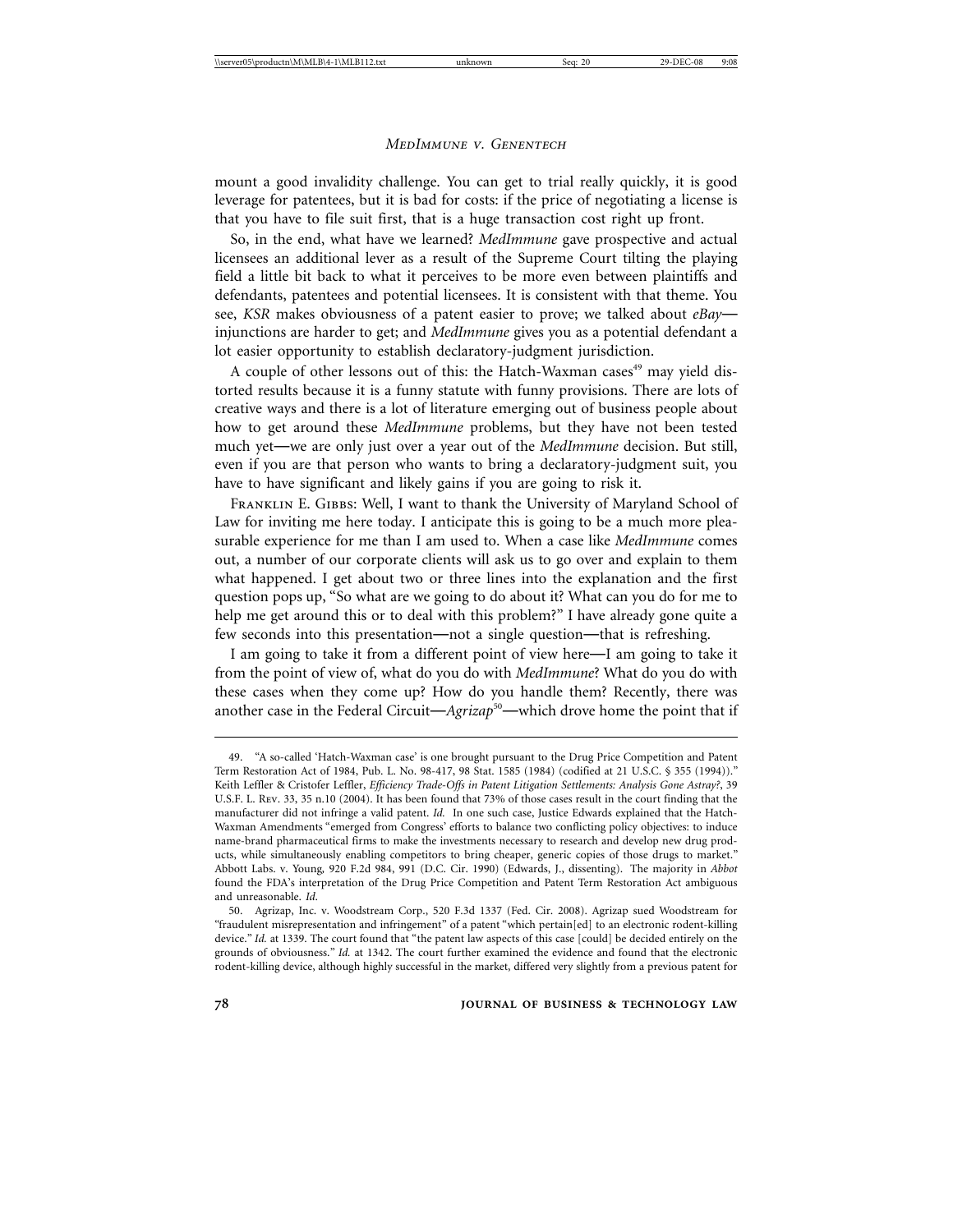mount a good invalidity challenge. You can get to trial really quickly, it is good leverage for patentees, but it is bad for costs: if the price of negotiating a license is that you have to file suit first, that is a huge transaction cost right up front.

So, in the end, what have we learned? *MedImmune* gave prospective and actual licensees an additional lever as a result of the Supreme Court tilting the playing field a little bit back to what it perceives to be more even between plaintiffs and defendants, patentees and potential licensees. It is consistent with that theme. You see, *KSR* makes obviousness of a patent easier to prove; we talked about *eBay*—injunctions are harder to get; and *MedImmune* gives you as a potential defendant a lot easier opportunity to establish declaratory-judgment jurisdiction.

A couple of other lessons out of this: the Hatch-Waxman cases[49] may yield distorted results because it is a funny statute with funny provisions. There are lots of creative ways and there is a lot of literature emerging out of business people about how to get around these *MedImmune* problems, but they have not been tested much yet—we are only just over a year out of the *MedImmune* decision. But still, even if you are that person who wants to bring a declaratory-judgment suit, you have to have significant and likely gains if you are going to risk it.

Franklin E. Gibbs: Well, I want to thank the University of Maryland School of Law for inviting me here today. I anticipate this is going to be a much more pleasurable experience for me than I am used to. When a case like *MedImmune* comes out, a number of our corporate clients will ask us to go over and explain to them what happened. I get about two or three lines into the explanation and the first question pops up, "So what are we going to do about it? What can you do for me to help me get around this or to deal with this problem?" I have already gone quite a few seconds into this presentation—not a single question—that is refreshing.

I am going to take it from a different point of view here—I am going to take it from the point of view of, what do you do with *MedImmune*? What do you do with these cases when they come up? How do you handle them? Recently, there was another case in the Federal Circuit—*Agrizap*[50]—which drove home the point that if

---

49. "A so-called 'Hatch-Waxman case' is one brought pursuant to the Drug Price Competition and Patent Term Restoration Act of 1984, Pub. L. No. 98-417, 98 Stat. 1585 (1984) (codified at 21 U.S.C. § 355 (1994))." Keith Leffler & Cristofer Leffler, *Efficiency Trade-Offs in Patent Litigation Settlements: Analysis Gone Astray?*, 39 U.S.F. L. Rev. 33, 35 n.10 (2004). It has been found that 73% of those cases result in the court finding that the manufacturer did not infringe a valid patent. *Id.* In one such case, Justice Edwards explained that the Hatch-Waxman Amendments "emerged from Congress' efforts to balance two conflicting policy objectives: to induce name-brand pharmaceutical firms to make the investments necessary to research and develop new drug products, while simultaneously enabling competitors to bring cheaper, generic copies of those drugs to market." Abbott Labs. v. Young, 920 F.2d 984, 991 (D.C. Cir. 1990) (Edwards, J., dissenting). The majority in *Abbot* found the FDA's interpretation of the Drug Price Competition and Patent Term Restoration Act ambiguous and unreasonable. *Id.*

50. Agrizap, Inc. v. Woodstream Corp., 520 F.3d 1337 (Fed. Cir. 2008). Agrizap sued Woodstream for "fraudulent misrepresentation and infringement" of a patent "which pertain[ed] to an electronic rodent-killing device." *Id.* at 1339. The court found that "the patent law aspects of this case [could] be decided entirely on the grounds of obviousness." *Id.* at 1342. The court further examined the evidence and found that the electronic rodent-killing device, although highly successful in the market, differed very slightly from a previous patent for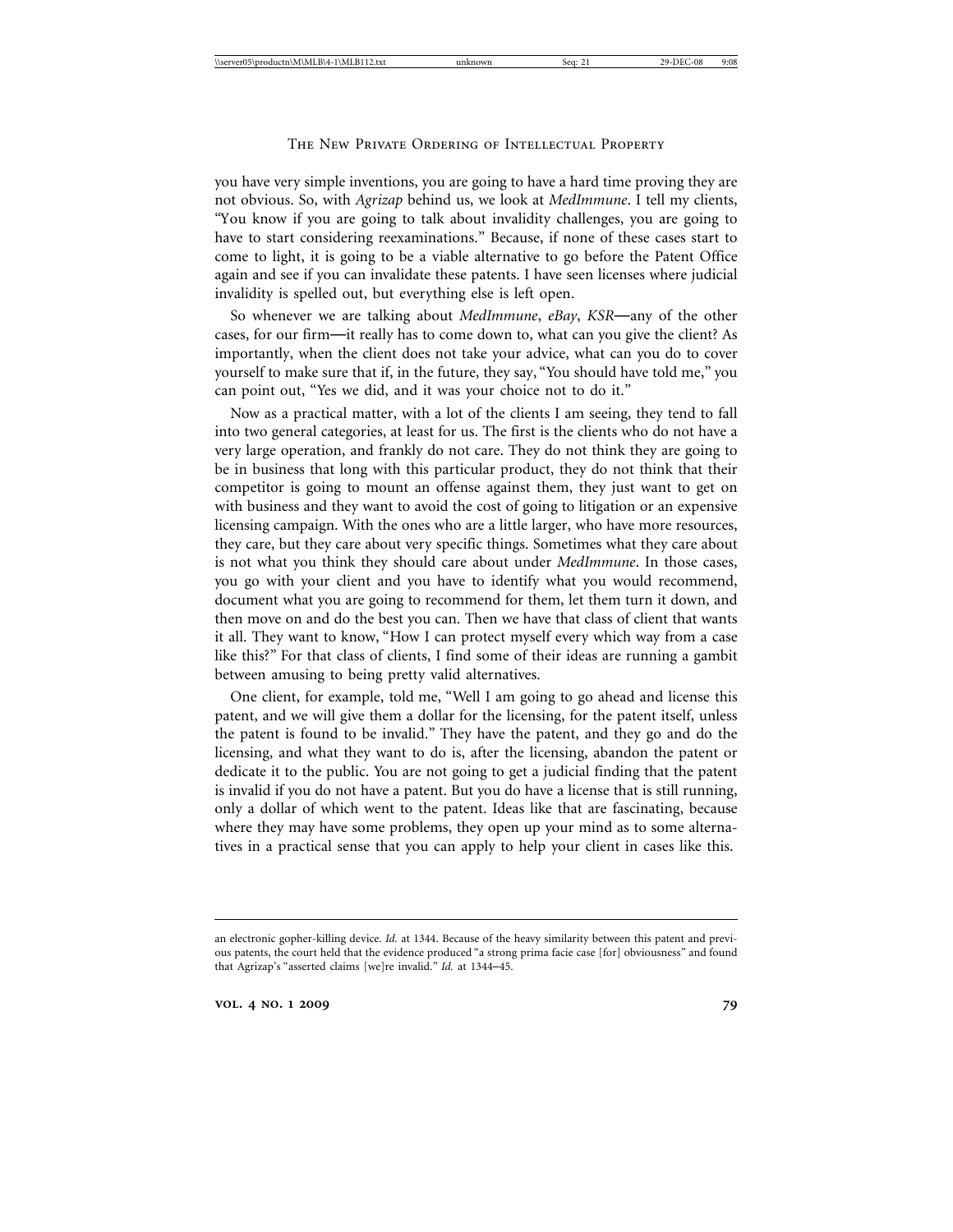you have very simple inventions, you are going to have a hard time proving they are not obvious. So, with *Agrizap* behind us, we look at *MedImmune*. I tell my clients, "You know if you are going to talk about invalidity challenges, you are going to have to start considering reexaminations." Because, if none of these cases start to come to light, it is going to be a viable alternative to go before the Patent Office again and see if you can invalidate these patents. I have seen licenses where judicial invalidity is spelled out, but everything else is left open.

So whenever we are talking about *MedImmune*, *eBay*, *KSR*—any of the other cases, for our firm—it really has to come down to, what can you give the client? As importantly, when the client does not take your advice, what can you do to cover yourself to make sure that if, in the future, they say, "You should have told me," you can point out, "Yes we did, and it was your choice not to do it."

Now as a practical matter, with a lot of the clients I am seeing, they tend to fall into two general categories, at least for us. The first is the clients who do not have a very large operation, and frankly do not care. They do not think they are going to be in business that long with this particular product, they do not think that their competitor is going to mount an offense against them, they just want to get on with business and they want to avoid the cost of going to litigation or an expensive licensing campaign. With the ones who are a little larger, who have more resources, they care, but they care about very specific things. Sometimes what they care about is not what you think they should care about under *MedImmune*. In those cases, you go with your client and you have to identify what you would recommend, document what you are going to recommend for them, let them turn it down, and then move on and do the best you can. Then we have that class of client that wants it all. They want to know, "How I can protect myself every which way from a case like this?" For that class of clients, I find some of their ideas are running a gambit between amusing to being pretty valid alternatives.

One client, for example, told me, "Well I am going to go ahead and license this patent, and we will give them a dollar for the licensing, for the patent itself, unless the patent is found to be invalid." They have the patent, and they go and do the licensing, and what they want to do is, after the licensing, abandon the patent or dedicate it to the public. You are not going to get a judicial finding that the patent is invalid if you do not have a patent. But you do have a license that is still running, only a dollar of which went to the patent. Ideas like that are fascinating, because where they may have some problems, they open up your mind as to some alternatives in a practical sense that you can apply to help your client in cases like this.

---

an electronic gopher-killing device. *Id.* at 1344. Because of the heavy similarity between this patent and previous patents, the court held that the evidence produced "a strong prima facie case [for] obviousness" and found that Agrizap's "asserted claims [we]re invalid." *Id.* at 1344–45.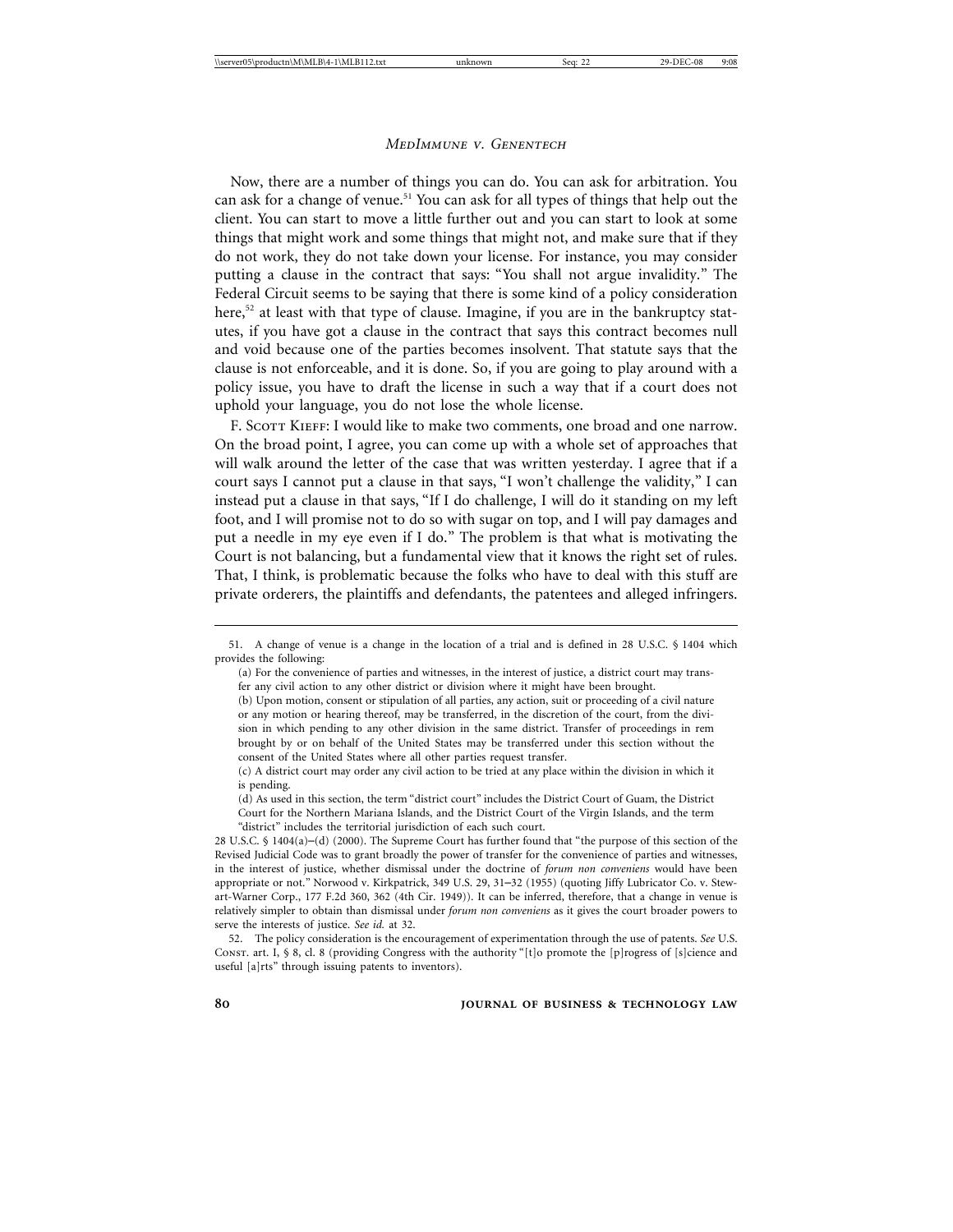Now, there are a number of things you can do. You can ask for arbitration. You can ask for a change of venue.[51] You can ask for all types of things that help out the client. You can start to move a little further out and you can start to look at some things that might work and some things that might not, and make sure that if they do not work, they do not take down your license. For instance, you may consider putting a clause in the contract that says: "You shall not argue invalidity." The Federal Circuit seems to be saying that there is some kind of a policy consideration here,[52] at least with that type of clause. Imagine, if you are in the bankruptcy statutes, if you have got a clause in the contract that says this contract becomes null and void because one of the parties becomes insolvent. That statute says that the clause is not enforceable, and it is done. So, if you are going to play around with a policy issue, you have to draft the license in such a way that if a court does not uphold your language, you do not lose the whole license.

F. Scott Kieff: I would like to make two comments, one broad and one narrow. On the broad point, I agree, you can come up with a whole set of approaches that will walk around the letter of the case that was written yesterday. I agree that if a court says I cannot put a clause in that says, "I won't challenge the validity," I can instead put a clause in that says, "If I do challenge, I will do it standing on my left foot, and I will promise not to do so with sugar on top, and I will pay damages and put a needle in my eye even if I do." The problem is that what is motivating the Court is not balancing, but a fundamental view that it knows the right set of rules. That, I think, is problematic because the folks who have to deal with this stuff are private orderers, the plaintiffs and defendants, the patentees and alleged infringers.

---

51. A change of venue is a change in the location of a trial and is defined in 28 U.S.C. § 1404 which provides the following:

> (a) For the convenience of parties and witnesses, in the interest of justice, a district court may transfer any civil action to any other district or division where it might have been brought.
>
> (b) Upon motion, consent or stipulation of all parties, any action, suit or proceeding of a civil nature or any motion or hearing thereof, may be transferred, in the discretion of the court, from the division in which pending to any other division in the same district. Transfer of proceedings in rem brought by or on behalf of the United States may be transferred under this section without the consent of the United States where all other parties request transfer.
>
> (c) A district court may order any civil action to be tried at any place within the division in which it is pending.
>
> (d) As used in this section, the term "district court" includes the District Court of Guam, the District Court for the Northern Mariana Islands, and the District Court of the Virgin Islands, and the term "district" includes the territorial jurisdiction of each such court.

28 U.S.C. § 1404(a)–(d) (2000). The Supreme Court has further found that "the purpose of this section of the Revised Judicial Code was to grant broadly the power of transfer for the convenience of parties and witnesses, in the interest of justice, whether dismissal under the doctrine of *forum non conveniens* would have been appropriate or not." Norwood v. Kirkpatrick, 349 U.S. 29, 31–32 (1955) (quoting Jiffy Lubricator Co. v. Stewart-Warner Corp., 177 F.2d 360, 362 (4th Cir. 1949)). It can be inferred, therefore, that a change in venue is relatively simpler to obtain than dismissal under *forum non conveniens* as it gives the court broader powers to serve the interests of justice. *See id.* at 32.

52. The policy consideration is the encouragement of experimentation through the use of patents. *See* U.S. Const. art. I, § 8, cl. 8 (providing Congress with the authority "[t]o promote the [p]rogress of [s]cience and useful [a]rts" through issuing patents to inventors).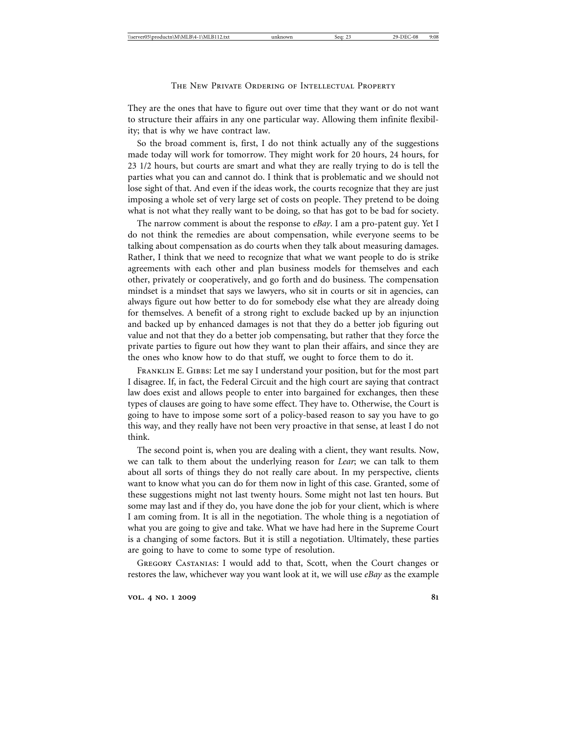They are the ones that have to figure out over time that they want or do not want to structure their affairs in any one particular way. Allowing them infinite flexibility; that is why we have contract law.

So the broad comment is, first, I do not think actually any of the suggestions made today will work for tomorrow. They might work for 20 hours, 24 hours, for 23 1/2 hours, but courts are smart and what they are really trying to do is tell the parties what you can and cannot do. I think that is problematic and we should not lose sight of that. And even if the ideas work, the courts recognize that they are just imposing a whole set of very large set of costs on people. They pretend to be doing what is not what they really want to be doing, so that has got to be bad for society.

The narrow comment is about the response to *eBay*. I am a pro-patent guy. Yet I do not think the remedies are about compensation, while everyone seems to be talking about compensation as do courts when they talk about measuring damages. Rather, I think that we need to recognize that what we want people to do is strike agreements with each other and plan business models for themselves and each other, privately or cooperatively, and go forth and do business. The compensation mindset is a mindset that says we lawyers, who sit in courts or sit in agencies, can always figure out how better to do for somebody else what they are already doing for themselves. A benefit of a strong right to exclude backed up by an injunction and backed up by enhanced damages is not that they do a better job figuring out value and not that they do a better job compensating, but rather that they force the private parties to figure out how they want to plan their affairs, and since they are the ones who know how to do that stuff, we ought to force them to do it.

Franklin E. Gibbs: Let me say I understand your position, but for the most part I disagree. If, in fact, the Federal Circuit and the high court are saying that contract law does exist and allows people to enter into bargained for exchanges, then these types of clauses are going to have some effect. They have to. Otherwise, the Court is going to have to impose some sort of a policy-based reason to say you have to go this way, and they really have not been very proactive in that sense, at least I do not think.

The second point is, when you are dealing with a client, they want results. Now, we can talk to them about the underlying reason for *Lear*; we can talk to them about all sorts of things they do not really care about. In my perspective, clients want to know what you can do for them now in light of this case. Granted, some of these suggestions might not last twenty hours. Some might not last ten hours. But some may last and if they do, you have done the job for your client, which is where I am coming from. It is all in the negotiation. The whole thing is a negotiation of what you are going to give and take. What we have had here in the Supreme Court is a changing of some factors. But it is still a negotiation. Ultimately, these parties are going to have to come to some type of resolution.

Gregory Castanias: I would add to that, Scott, when the Court changes or restores the law, whichever way you want look at it, we will use *eBay* as the example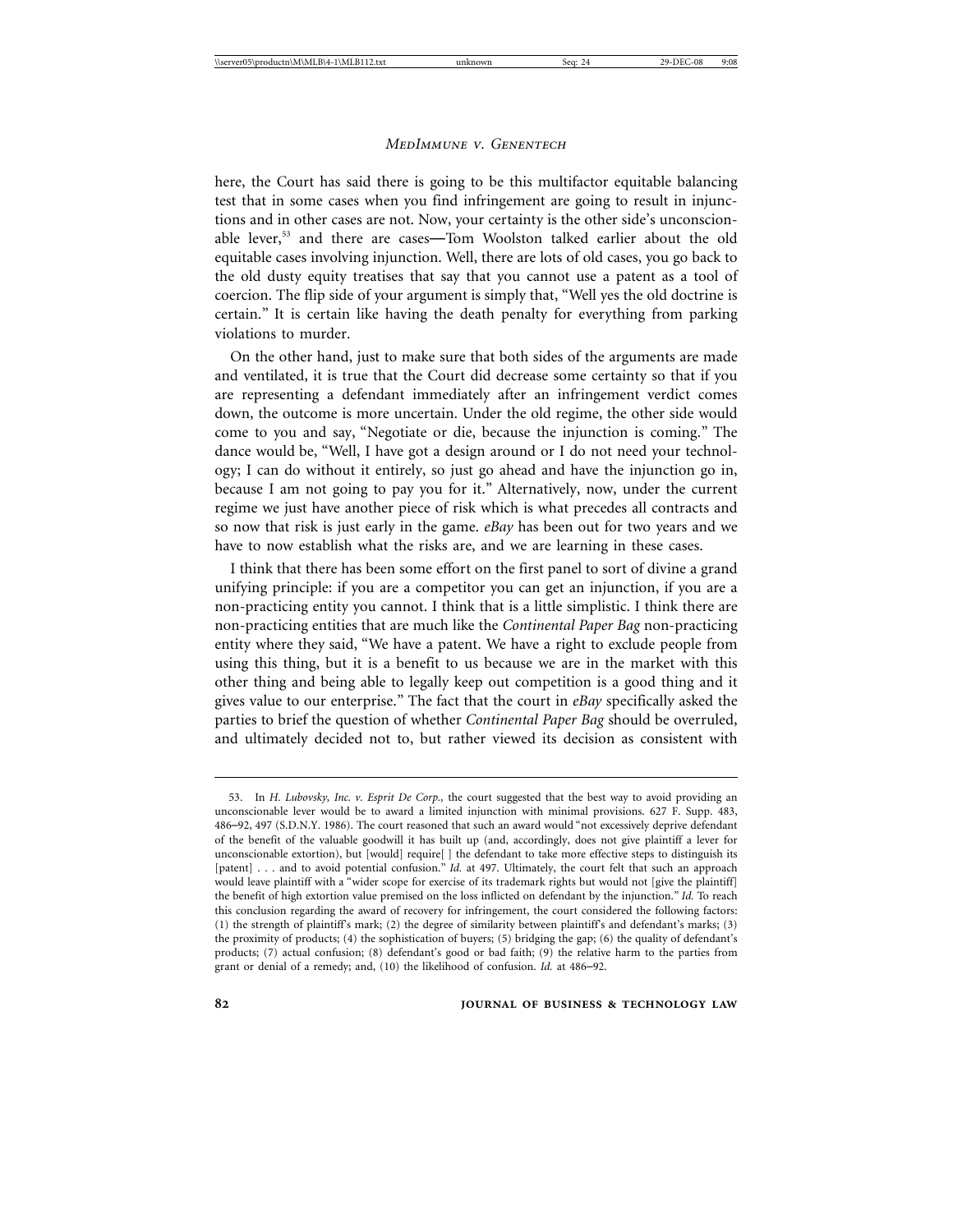here, the Court has said there is going to be this multifactor equitable balancing test that in some cases when you find infringement are going to result in injunctions and in other cases are not. Now, your certainty is the other side's unconscionable lever,[53] and there are cases—Tom Woolston talked earlier about the old equitable cases involving injunction. Well, there are lots of old cases, you go back to the old dusty equity treatises that say that you cannot use a patent as a tool of coercion. The flip side of your argument is simply that, "Well yes the old doctrine is certain." It is certain like having the death penalty for everything from parking violations to murder.

On the other hand, just to make sure that both sides of the arguments are made and ventilated, it is true that the Court did decrease some certainty so that if you are representing a defendant immediately after an infringement verdict comes down, the outcome is more uncertain. Under the old regime, the other side would come to you and say, "Negotiate or die, because the injunction is coming." The dance would be, "Well, I have got a design around or I do not need your technology; I can do without it entirely, so just go ahead and have the injunction go in, because I am not going to pay you for it." Alternatively, now, under the current regime we just have another piece of risk which is what precedes all contracts and so now that risk is just early in the game. *eBay* has been out for two years and we have to now establish what the risks are, and we are learning in these cases.

I think that there has been some effort on the first panel to sort of divine a grand unifying principle: if you are a competitor you can get an injunction, if you are a non-practicing entity you cannot. I think that is a little simplistic. I think there are non-practicing entities that are much like the *Continental Paper Bag* non-practicing entity where they said, "We have a patent. We have a right to exclude people from using this thing, but it is a benefit to us because we are in the market with this other thing and being able to legally keep out competition is a good thing and it gives value to our enterprise." The fact that the court in *eBay* specifically asked the parties to brief the question of whether *Continental Paper Bag* should be overruled, and ultimately decided not to, but rather viewed its decision as consistent with

---

53. In *H. Lubovsky, Inc. v. Esprit De Corp.*, the court suggested that the best way to avoid providing an unconscionable lever would be to award a limited injunction with minimal provisions. 627 F. Supp. 483, 486–92, 497 (S.D.N.Y. 1986). The court reasoned that such an award would "not excessively deprive defendant of the benefit of the valuable goodwill it has built up (and, accordingly, does not give plaintiff a lever for unconscionable extortion), but [would] require[ ] the defendant to take more effective steps to distinguish its [patent] . . . and to avoid potential confusion." *Id.* at 497. Ultimately, the court felt that such an approach would leave plaintiff with a "wider scope for exercise of its trademark rights but would not [give the plaintiff] the benefit of high extortion value premised on the loss inflicted on defendant by the injunction." *Id.* To reach this conclusion regarding the award of recovery for infringement, the court considered the following factors: (1) the strength of plaintiff's mark; (2) the degree of similarity between plaintiff's and defendant's marks; (3) the proximity of products; (4) the sophistication of buyers; (5) bridging the gap; (6) the quality of defendant's products; (7) actual confusion; (8) defendant's good or bad faith; (9) the relative harm to the parties from grant or denial of a remedy; and, (10) the likelihood of confusion. *Id.* at 486–92.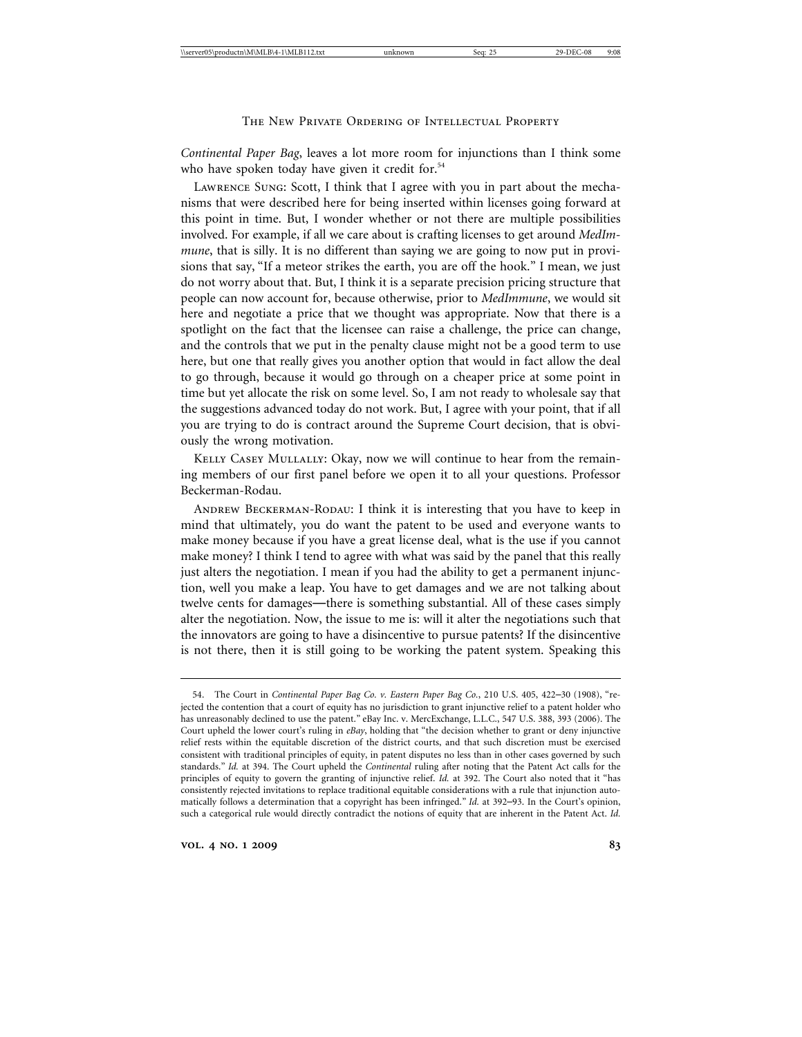*Continental Paper Bag*, leaves a lot more room for injunctions than I think some who have spoken today have given it credit for.[54]

Lawrence Sung: Scott, I think that I agree with you in part about the mechanisms that were described here for being inserted within licenses going forward at this point in time. But, I wonder whether or not there are multiple possibilities involved. For example, if all we care about is crafting licenses to get around *MedImmune*, that is silly. It is no different than saying we are going to now put in provisions that say, "If a meteor strikes the earth, you are off the hook." I mean, we just do not worry about that. But, I think it is a separate precision pricing structure that people can now account for, because otherwise, prior to *MedImmune*, we would sit here and negotiate a price that we thought was appropriate. Now that there is a spotlight on the fact that the licensee can raise a challenge, the price can change, and the controls that we put in the penalty clause might not be a good term to use here, but one that really gives you another option that would in fact allow the deal to go through, because it would go through on a cheaper price at some point in time but yet allocate the risk on some level. So, I am not ready to wholesale say that the suggestions advanced today do not work. But, I agree with your point, that if all you are trying to do is contract around the Supreme Court decision, that is obviously the wrong motivation.

Kelly Casey Mullally: Okay, now we will continue to hear from the remaining members of our first panel before we open it to all your questions. Professor Beckerman-Rodau.

Andrew Beckerman-Rodau: I think it is interesting that you have to keep in mind that ultimately, you do want the patent to be used and everyone wants to make money because if you have a great license deal, what is the use if you cannot make money? I think I tend to agree with what was said by the panel that this really just alters the negotiation. I mean if you had the ability to get a permanent injunction, well you make a leap. You have to get damages and we are not talking about twelve cents for damages—there is something substantial. All of these cases simply alter the negotiation. Now, the issue to me is: will it alter the negotiations such that the innovators are going to have a disincentive to pursue patents? If the disincentive is not there, then it is still going to be working the patent system. Speaking this

---

54. The Court in *Continental Paper Bag Co. v. Eastern Paper Bag Co.*, 210 U.S. 405, 422–30 (1908), "rejected the contention that a court of equity has no jurisdiction to grant injunctive relief to a patent holder who has unreasonably declined to use the patent." eBay Inc. v. MercExchange, L.L.C., 547 U.S. 388, 393 (2006). The Court upheld the lower court's ruling in *eBay*, holding that "the decision whether to grant or deny injunctive relief rests within the equitable discretion of the district courts, and that such discretion must be exercised consistent with traditional principles of equity, in patent disputes no less than in other cases governed by such standards." *Id.* at 394. The Court upheld the *Continental* ruling after noting that the Patent Act calls for the principles of equity to govern the granting of injunctive relief. *Id.* at 392. The Court also noted that it "has consistently rejected invitations to replace traditional equitable considerations with a rule that injunction automatically follows a determination that a copyright has been infringed." *Id.* at 392–93. In the Court's opinion, such a categorical rule would directly contradict the notions of equity that are inherent in the Patent Act. *Id.*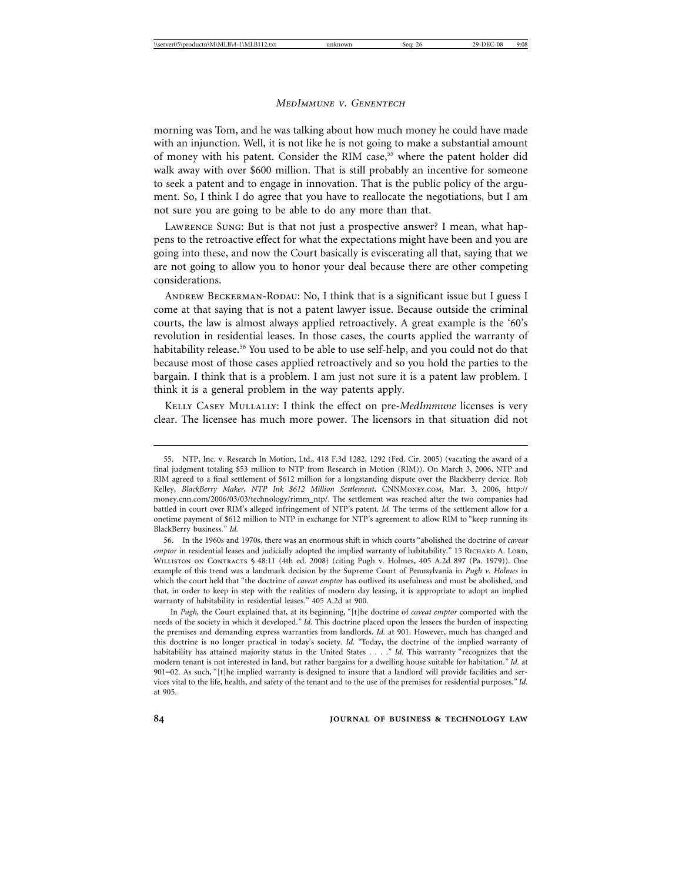morning was Tom, and he was talking about how much money he could have made with an injunction. Well, it is not like he is not going to make a substantial amount of money with his patent. Consider the RIM case,[55] where the patent holder did walk away with over $600 million. That is still probably an incentive for someone to seek a patent and to engage in innovation. That is the public policy of the argument. So, I think I do agree that you have to reallocate the negotiations, but I am not sure you are going to be able to do any more than that.

Lawrence Sung: But is that not just a prospective answer? I mean, what happens to the retroactive effect for what the expectations might have been and you are going into these, and now the Court basically is eviscerating all that, saying that we are not going to allow you to honor your deal because there are other competing considerations.

Andrew Beckerman-Rodau: No, I think that is a significant issue but I guess I come at that saying that is not a patent lawyer issue. Because outside the criminal courts, the law is almost always applied retroactively. A great example is the '60's revolution in residential leases. In those cases, the courts applied the warranty of habitability release.[56] You used to be able to use self-help, and you could not do that because most of those cases applied retroactively and so you hold the parties to the bargain. I think that is a problem. I am just not sure it is a patent law problem. I think it is a general problem in the way patents apply.

Kelly Casey Mullally: I think the effect on pre-*MedImmune* licenses is very clear. The licensee has much more power. The licensors in that situation did not

---

55. NTP, Inc. v. Research In Motion, Ltd., 418 F.3d 1282, 1292 (Fed. Cir. 2005) (vacating the award of a final judgment totaling $53 million to NTP from Research in Motion (RIM)). On March 3, 2006, NTP and RIM agreed to a final settlement of $612 million for a longstanding dispute over the Blackberry device. Rob Kelley, *BlackBerry Maker, NTP Ink $612 Million Settlement*, CNNMoney.com, Mar. 3, 2006, http://money.cnn.com/2006/03/03/technology/rimm_ntp/. The settlement was reached after the two companies had battled in court over RIM's alleged infringement of NTP's patent. *Id.* The terms of the settlement allow for a onetime payment of $612 million to NTP in exchange for NTP's agreement to allow RIM to "keep running its BlackBerry business." *Id.*

56. In the 1960s and 1970s, there was an enormous shift in which courts "abolished the doctrine of *caveat emptor* in residential leases and judicially adopted the implied warranty of habitability." 15 Richard A. Lord, Williston on Contracts § 48:11 (4th ed. 2008) (citing Pugh v. Holmes, 405 A.2d 897 (Pa. 1979)). One example of this trend was a landmark decision by the Supreme Court of Pennsylvania in *Pugh v. Holmes* in which the court held that "the doctrine of *caveat emptor* has outlived its usefulness and must be abolished, and that, in order to keep in step with the realities of modern day leasing, it is appropriate to adopt an implied warranty of habitability in residential leases." 405 A.2d at 900.

In *Pugh,* the Court explained that, at its beginning, "[t]he doctrine of *caveat emptor* comported with the needs of the society in which it developed." *Id.* This doctrine placed upon the lessees the burden of inspecting the premises and demanding express warranties from landlords. *Id.* at 901. However, much has changed and this doctrine is no longer practical in today's society. *Id.* "Today, the doctrine of the implied warranty of habitability has attained majority status in the United States . . . ." *Id.* This warranty "recognizes that the modern tenant is not interested in land, but rather bargains for a dwelling house suitable for habitation." *Id.* at 901–02. As such, "[t]he implied warranty is designed to insure that a landlord will provide facilities and services vital to the life, health, and safety of the tenant and to the use of the premises for residential purposes." *Id.* at 905.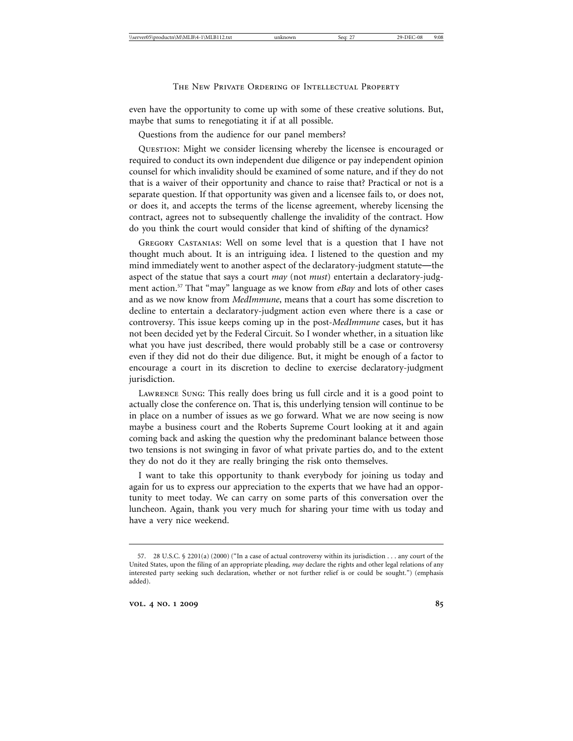even have the opportunity to come up with some of these creative solutions. But, maybe that sums to renegotiating it if at all possible.

Questions from the audience for our panel members?

QUESTION: Might we consider licensing whereby the licensee is encouraged or required to conduct its own independent due diligence or pay independent opinion counsel for which invalidity should be examined of some nature, and if they do not that is a waiver of their opportunity and chance to raise that? Practical or not is a separate question. If that opportunity was given and a licensee fails to, or does not, or does it, and accepts the terms of the license agreement, whereby licensing the contract, agrees not to subsequently challenge the invalidity of the contract. How do you think the court would consider that kind of shifting of the dynamics?

GREGORY CASTANIAS: Well on some level that is a question that I have not thought much about. It is an intriguing idea. I listened to the question and my mind immediately went to another aspect of the declaratory-judgment statute—the aspect of the statue that says a court *may* (not *must*) entertain a declaratory-judgment action.[57] That "may" language as we know from *eBay* and lots of other cases and as we now know from *MedImmune*, means that a court has some discretion to decline to entertain a declaratory-judgment action even where there is a case or controversy. This issue keeps coming up in the post-*MedImmune* cases, but it has not been decided yet by the Federal Circuit. So I wonder whether, in a situation like what you have just described, there would probably still be a case or controversy even if they did not do their due diligence. But, it might be enough of a factor to encourage a court in its discretion to decline to exercise declaratory-judgment jurisdiction.

LAWRENCE SUNG: This really does bring us full circle and it is a good point to actually close the conference on. That is, this underlying tension will continue to be in place on a number of issues as we go forward. What we are now seeing is now maybe a business court and the Roberts Supreme Court looking at it and again coming back and asking the question why the predominant balance between those two tensions is not swinging in favor of what private parties do, and to the extent they do not do it they are really bringing the risk onto themselves.

I want to take this opportunity to thank everybody for joining us today and again for us to express our appreciation to the experts that we have had an opportunity to meet today. We can carry on some parts of this conversation over the luncheon. Again, thank you very much for sharing your time with us today and have a very nice weekend.

---

57. 28 U.S.C. § 2201(a) (2000) ("In a case of actual controversy within its jurisdiction . . . any court of the United States, upon the filing of an appropriate pleading, *may* declare the rights and other legal relations of any interested party seeking such declaration, whether or not further relief is or could be sought.") (emphasis added).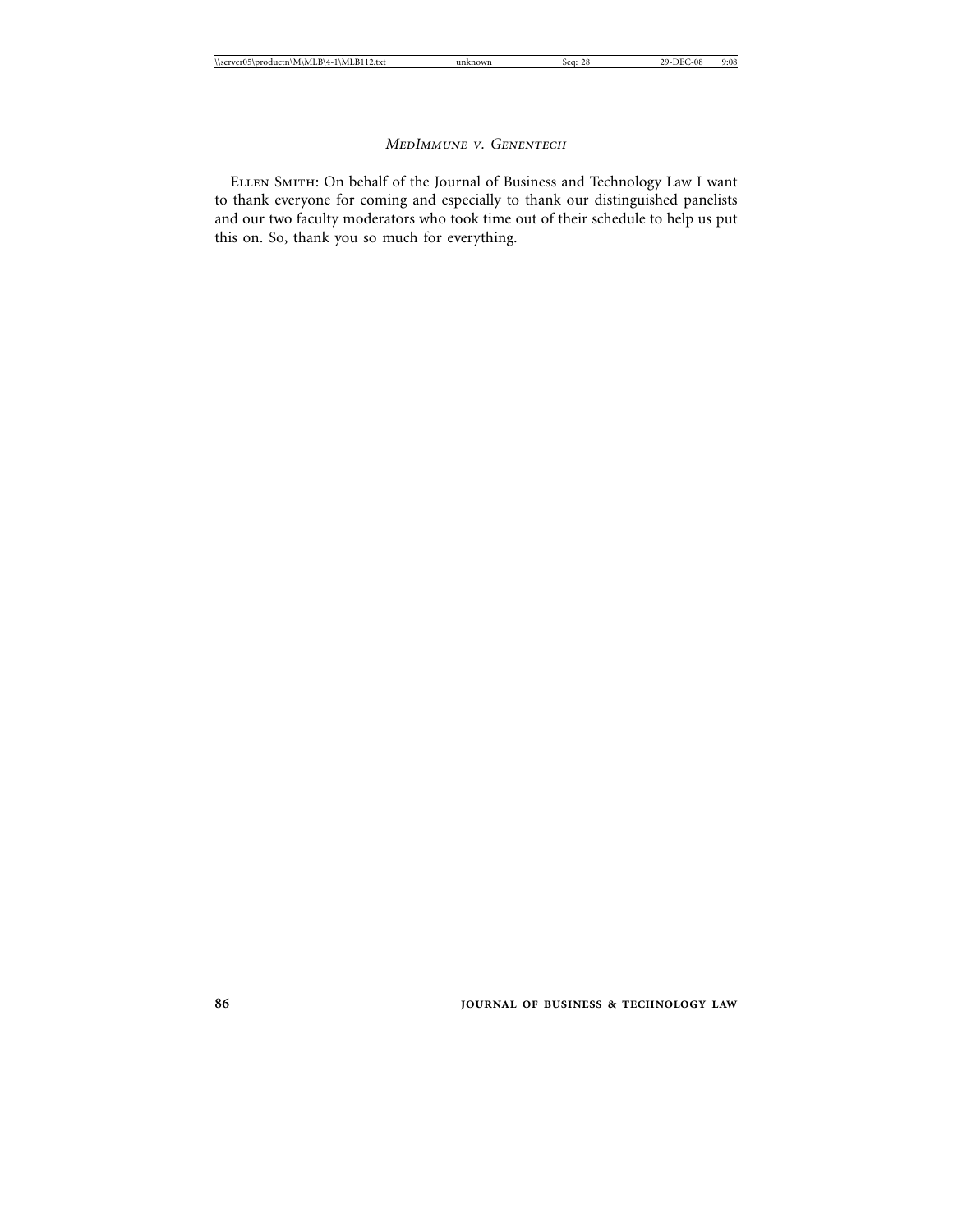Ellen Smith: On behalf of the Journal of Business and Technology Law I want to thank everyone for coming and especially to thank our distinguished panelists and our two faculty moderators who took time out of their schedule to help us put this on. So, thank you so much for everything.